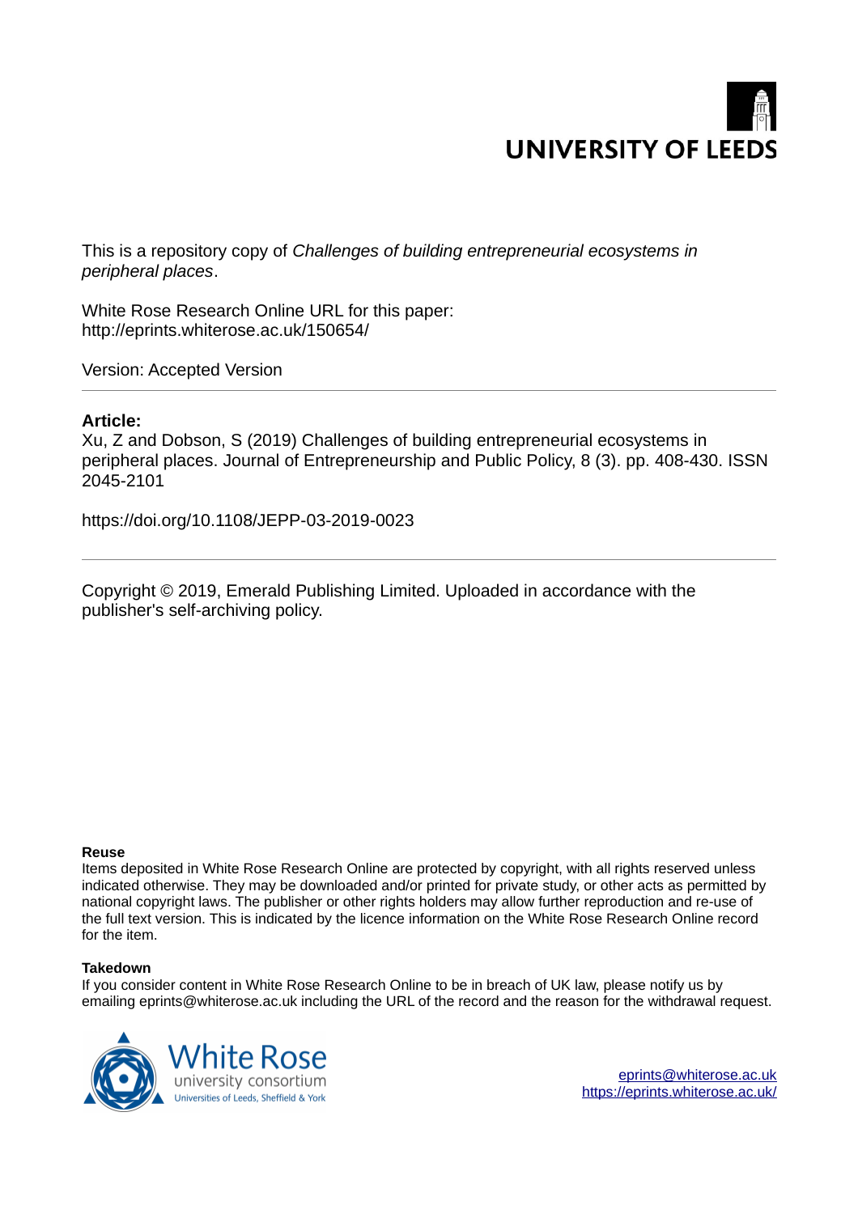UNIVERSITY OF LEEDS

This is a repository copy of *Challenges of building entrepreneurial ecosystems in peripheral places*.

White Rose Research Online URL for this paper:
http://eprints.whiterose.ac.uk/150654/

Version: Accepted Version

---

**Article:**

Xu, Z and Dobson, S (2019) Challenges of building entrepreneurial ecosystems in peripheral places. Journal of Entrepreneurship and Public Policy, 8 (3). pp. 408-430. ISSN 2045-2101

https://doi.org/10.1108/JEPP-03-2019-0023

---

Copyright © 2019, Emerald Publishing Limited. Uploaded in accordance with the publisher's self-archiving policy.

**Reuse**

Items deposited in White Rose Research Online are protected by copyright, with all rights reserved unless indicated otherwise. They may be downloaded and/or printed for private study, or other acts as permitted by national copyright laws. The publisher or other rights holders may allow further reproduction and re-use of the full text version. This is indicated by the licence information on the White Rose Research Online record for the item.

**Takedown**

If you consider content in White Rose Research Online to be in breach of UK law, please notify us by emailing eprints@whiterose.ac.uk including the URL of the record and the reason for the withdrawal request.

White Rose university consortium
Universities of Leeds, Sheffield & York

eprints@whiterose.ac.uk
https://eprints.whiterose.ac.uk/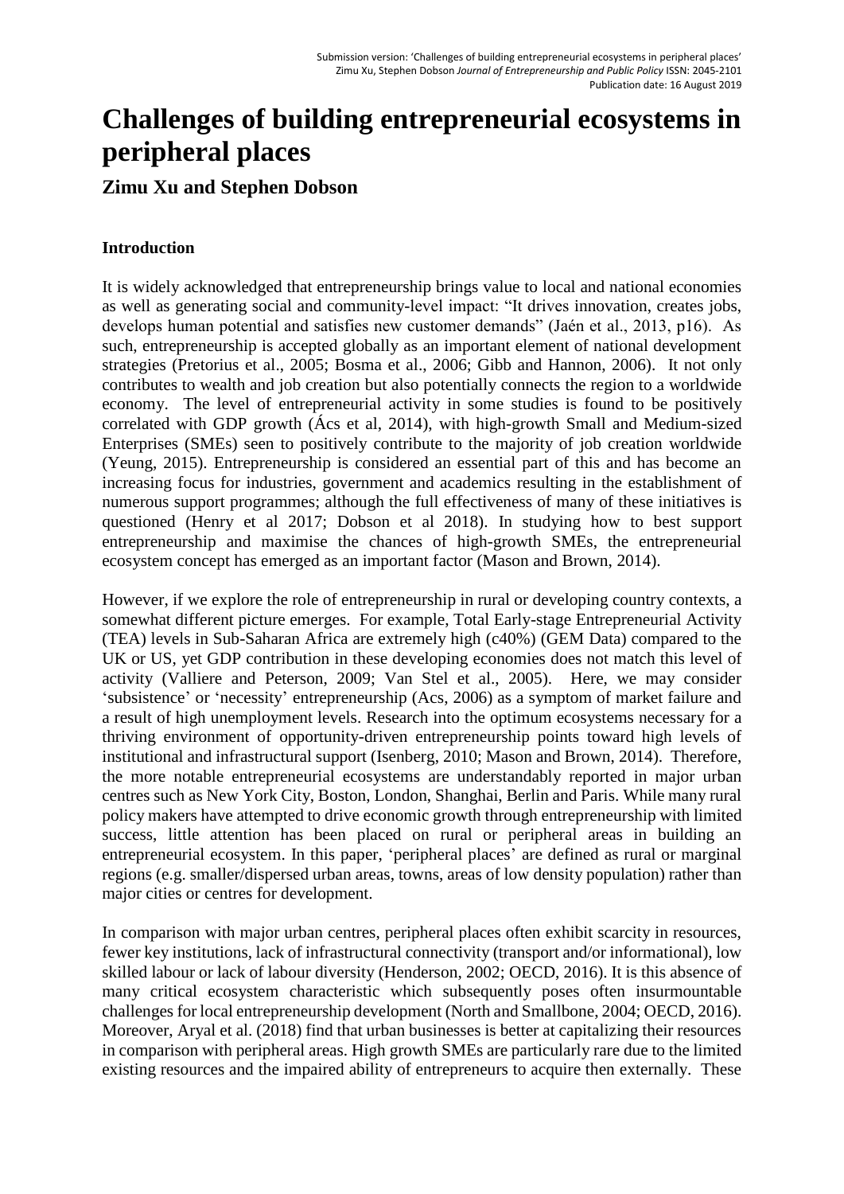Submission version: 'Challenges of building entrepreneurial ecosystems in peripheral places'
Zimu Xu, Stephen Dobson *Journal of Entrepreneurship and Public Policy* ISSN: 2045-2101
Publication date: 16 August 2019

# Challenges of building entrepreneurial ecosystems in peripheral places

## Zimu Xu and Stephen Dobson

### Introduction

It is widely acknowledged that entrepreneurship brings value to local and national economies as well as generating social and community-level impact: "It drives innovation, creates jobs, develops human potential and satisfies new customer demands" (Jaén et al., 2013, p16). As such, entrepreneurship is accepted globally as an important element of national development strategies (Pretorius et al., 2005; Bosma et al., 2006; Gibb and Hannon, 2006). It not only contributes to wealth and job creation but also potentially connects the region to a worldwide economy. The level of entrepreneurial activity in some studies is found to be positively correlated with GDP growth (Ács et al, 2014), with high-growth Small and Medium-sized Enterprises (SMEs) seen to positively contribute to the majority of job creation worldwide (Yeung, 2015). Entrepreneurship is considered an essential part of this and has become an increasing focus for industries, government and academics resulting in the establishment of numerous support programmes; although the full effectiveness of many of these initiatives is questioned (Henry et al 2017; Dobson et al 2018). In studying how to best support entrepreneurship and maximise the chances of high-growth SMEs, the entrepreneurial ecosystem concept has emerged as an important factor (Mason and Brown, 2014).

However, if we explore the role of entrepreneurship in rural or developing country contexts, a somewhat different picture emerges. For example, Total Early-stage Entrepreneurial Activity (TEA) levels in Sub-Saharan Africa are extremely high (c40%) (GEM Data) compared to the UK or US, yet GDP contribution in these developing economies does not match this level of activity (Valliere and Peterson, 2009; Van Stel et al., 2005). Here, we may consider 'subsistence' or 'necessity' entrepreneurship (Acs, 2006) as a symptom of market failure and a result of high unemployment levels. Research into the optimum ecosystems necessary for a thriving environment of opportunity-driven entrepreneurship points toward high levels of institutional and infrastructural support (Isenberg, 2010; Mason and Brown, 2014). Therefore, the more notable entrepreneurial ecosystems are understandably reported in major urban centres such as New York City, Boston, London, Shanghai, Berlin and Paris. While many rural policy makers have attempted to drive economic growth through entrepreneurship with limited success, little attention has been placed on rural or peripheral areas in building an entrepreneurial ecosystem. In this paper, 'peripheral places' are defined as rural or marginal regions (e.g. smaller/dispersed urban areas, towns, areas of low density population) rather than major cities or centres for development.

In comparison with major urban centres, peripheral places often exhibit scarcity in resources, fewer key institutions, lack of infrastructural connectivity (transport and/or informational), low skilled labour or lack of labour diversity (Henderson, 2002; OECD, 2016). It is this absence of many critical ecosystem characteristic which subsequently poses often insurmountable challenges for local entrepreneurship development (North and Smallbone, 2004; OECD, 2016). Moreover, Aryal et al. (2018) find that urban businesses is better at capitalizing their resources in comparison with peripheral areas. High growth SMEs are particularly rare due to the limited existing resources and the impaired ability of entrepreneurs to acquire then externally. These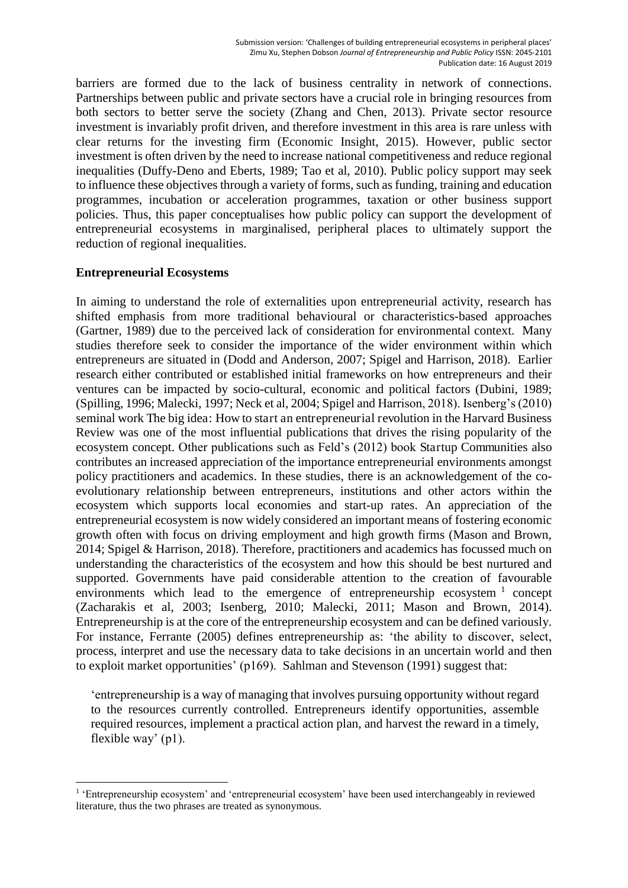barriers are formed due to the lack of business centrality in network of connections. Partnerships between public and private sectors have a crucial role in bringing resources from both sectors to better serve the society (Zhang and Chen, 2013). Private sector resource investment is invariably profit driven, and therefore investment in this area is rare unless with clear returns for the investing firm (Economic Insight, 2015). However, public sector investment is often driven by the need to increase national competitiveness and reduce regional inequalities (Duffy-Deno and Eberts, 1989; Tao et al, 2010). Public policy support may seek to influence these objectives through a variety of forms, such as funding, training and education programmes, incubation or acceleration programmes, taxation or other business support policies. Thus, this paper conceptualises how public policy can support the development of entrepreneurial ecosystems in marginalised, peripheral places to ultimately support the reduction of regional inequalities.

## Entrepreneurial Ecosystems

In aiming to understand the role of externalities upon entrepreneurial activity, research has shifted emphasis from more traditional behavioural or characteristics-based approaches (Gartner, 1989) due to the perceived lack of consideration for environmental context. Many studies therefore seek to consider the importance of the wider environment within which entrepreneurs are situated in (Dodd and Anderson, 2007; Spigel and Harrison, 2018). Earlier research either contributed or established initial frameworks on how entrepreneurs and their ventures can be impacted by socio-cultural, economic and political factors (Dubini, 1989; (Spilling, 1996; Malecki, 1997; Neck et al, 2004; Spigel and Harrison, 2018). Isenberg's (2010) seminal work The big idea: How to start an entrepreneurial revolution in the Harvard Business Review was one of the most influential publications that drives the rising popularity of the ecosystem concept. Other publications such as Feld's (2012) book Startup Communities also contributes an increased appreciation of the importance entrepreneurial environments amongst policy practitioners and academics. In these studies, there is an acknowledgement of the co-evolutionary relationship between entrepreneurs, institutions and other actors within the ecosystem which supports local economies and start-up rates. An appreciation of the entrepreneurial ecosystem is now widely considered an important means of fostering economic growth often with focus on driving employment and high growth firms (Mason and Brown, 2014; Spigel & Harrison, 2018). Therefore, practitioners and academics has focussed much on understanding the characteristics of the ecosystem and how this should be best nurtured and supported. Governments have paid considerable attention to the creation of favourable environments which lead to the emergence of entrepreneurship ecosystem [1] concept (Zacharakis et al, 2003; Isenberg, 2010; Malecki, 2011; Mason and Brown, 2014). Entrepreneurship is at the core of the entrepreneurship ecosystem and can be defined variously. For instance, Ferrante (2005) defines entrepreneurship as: 'the ability to discover, select, process, interpret and use the necessary data to take decisions in an uncertain world and then to exploit market opportunities' (p169). Sahlman and Stevenson (1991) suggest that:

> 'entrepreneurship is a way of managing that involves pursuing opportunity without regard to the resources currently controlled. Entrepreneurs identify opportunities, assemble required resources, implement a practical action plan, and harvest the reward in a timely, flexible way' (p1).

[1] 'Entrepreneurship ecosystem' and 'entrepreneurial ecosystem' have been used interchangeably in reviewed literature, thus the two phrases are treated as synonymous.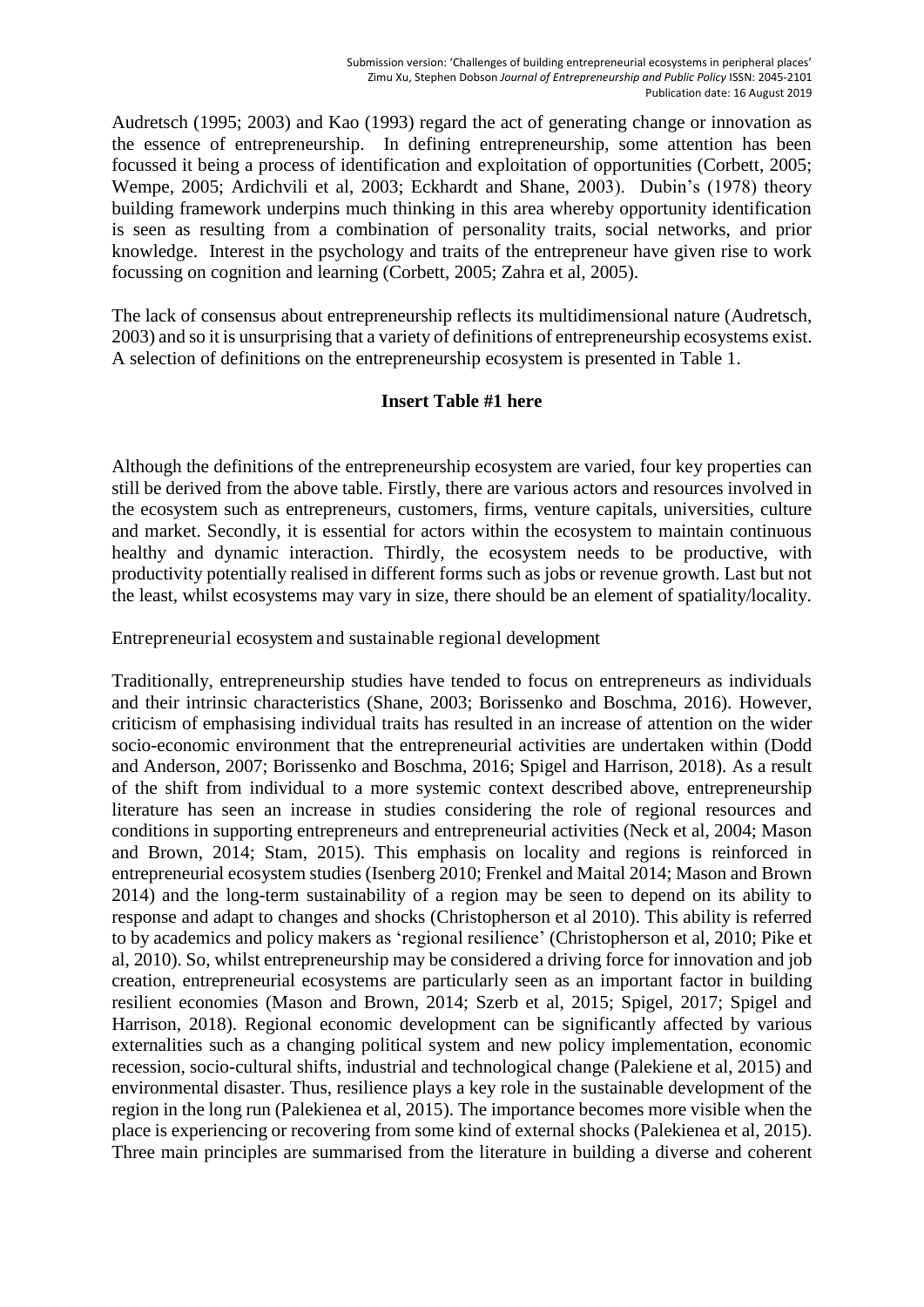Audretsch (1995; 2003) and Kao (1993) regard the act of generating change or innovation as the essence of entrepreneurship. In defining entrepreneurship, some attention has been focussed it being a process of identification and exploitation of opportunities (Corbett, 2005; Wempe, 2005; Ardichvili et al, 2003; Eckhardt and Shane, 2003). Dubin's (1978) theory building framework underpins much thinking in this area whereby opportunity identification is seen as resulting from a combination of personality traits, social networks, and prior knowledge. Interest in the psychology and traits of the entrepreneur have given rise to work focussing on cognition and learning (Corbett, 2005; Zahra et al, 2005).

The lack of consensus about entrepreneurship reflects its multidimensional nature (Audretsch, 2003) and so it is unsurprising that a variety of definitions of entrepreneurship ecosystems exist. A selection of definitions on the entrepreneurship ecosystem is presented in Table 1.

**Insert Table #1 here**

Although the definitions of the entrepreneurship ecosystem are varied, four key properties can still be derived from the above table. Firstly, there are various actors and resources involved in the ecosystem such as entrepreneurs, customers, firms, venture capitals, universities, culture and market. Secondly, it is essential for actors within the ecosystem to maintain continuous healthy and dynamic interaction. Thirdly, the ecosystem needs to be productive, with productivity potentially realised in different forms such as jobs or revenue growth. Last but not the least, whilst ecosystems may vary in size, there should be an element of spatiality/locality.

## Entrepreneurial ecosystem and sustainable regional development

Traditionally, entrepreneurship studies have tended to focus on entrepreneurs as individuals and their intrinsic characteristics (Shane, 2003; Borissenko and Boschma, 2016). However, criticism of emphasising individual traits has resulted in an increase of attention on the wider socio-economic environment that the entrepreneurial activities are undertaken within (Dodd and Anderson, 2007; Borissenko and Boschma, 2016; Spigel and Harrison, 2018). As a result of the shift from individual to a more systemic context described above, entrepreneurship literature has seen an increase in studies considering the role of regional resources and conditions in supporting entrepreneurs and entrepreneurial activities (Neck et al, 2004; Mason and Brown, 2014; Stam, 2015). This emphasis on locality and regions is reinforced in entrepreneurial ecosystem studies (Isenberg 2010; Frenkel and Maital 2014; Mason and Brown 2014) and the long-term sustainability of a region may be seen to depend on its ability to response and adapt to changes and shocks (Christopherson et al 2010). This ability is referred to by academics and policy makers as 'regional resilience' (Christopherson et al, 2010; Pike et al, 2010). So, whilst entrepreneurship may be considered a driving force for innovation and job creation, entrepreneurial ecosystems are particularly seen as an important factor in building resilient economies (Mason and Brown, 2014; Szerb et al, 2015; Spigel, 2017; Spigel and Harrison, 2018). Regional economic development can be significantly affected by various externalities such as a changing political system and new policy implementation, economic recession, socio-cultural shifts, industrial and technological change (Palekiene et al, 2015) and environmental disaster. Thus, resilience plays a key role in the sustainable development of the region in the long run (Palekienea et al, 2015). The importance becomes more visible when the place is experiencing or recovering from some kind of external shocks (Palekienea et al, 2015). Three main principles are summarised from the literature in building a diverse and coherent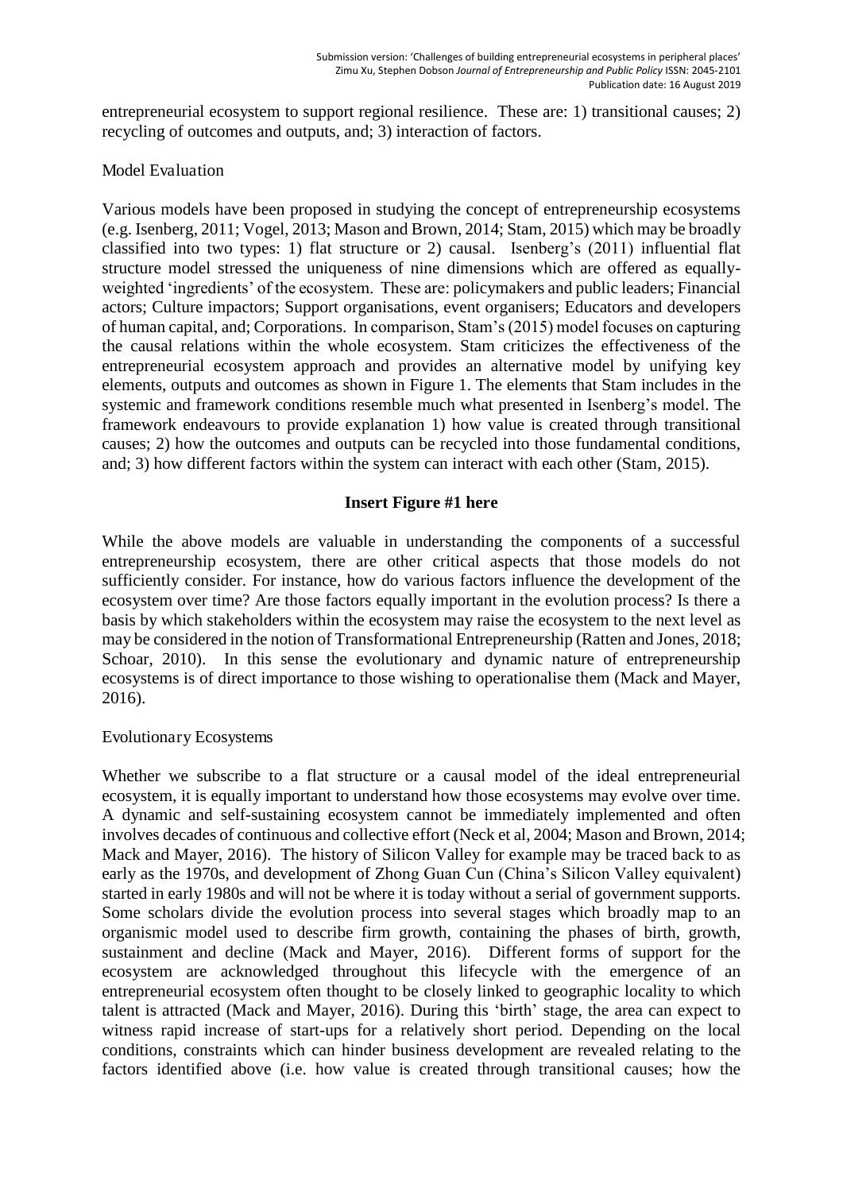entrepreneurial ecosystem to support regional resilience. These are: 1) transitional causes; 2) recycling of outcomes and outputs, and; 3) interaction of factors.

## Model Evaluation

Various models have been proposed in studying the concept of entrepreneurship ecosystems (e.g. Isenberg, 2011; Vogel, 2013; Mason and Brown, 2014; Stam, 2015) which may be broadly classified into two types: 1) flat structure or 2) causal. Isenberg's (2011) influential flat structure model stressed the uniqueness of nine dimensions which are offered as equally-weighted 'ingredients' of the ecosystem. These are: policymakers and public leaders; Financial actors; Culture impactors; Support organisations, event organisers; Educators and developers of human capital, and; Corporations. In comparison, Stam's (2015) model focuses on capturing the causal relations within the whole ecosystem. Stam criticizes the effectiveness of the entrepreneurial ecosystem approach and provides an alternative model by unifying key elements, outputs and outcomes as shown in Figure 1. The elements that Stam includes in the systemic and framework conditions resemble much what presented in Isenberg's model. The framework endeavours to provide explanation 1) how value is created through transitional causes; 2) how the outcomes and outputs can be recycled into those fundamental conditions, and; 3) how different factors within the system can interact with each other (Stam, 2015).

**Insert Figure #1 here**

While the above models are valuable in understanding the components of a successful entrepreneurship ecosystem, there are other critical aspects that those models do not sufficiently consider. For instance, how do various factors influence the development of the ecosystem over time? Are those factors equally important in the evolution process? Is there a basis by which stakeholders within the ecosystem may raise the ecosystem to the next level as may be considered in the notion of Transformational Entrepreneurship (Ratten and Jones, 2018; Schoar, 2010). In this sense the evolutionary and dynamic nature of entrepreneurship ecosystems is of direct importance to those wishing to operationalise them (Mack and Mayer, 2016).

## Evolutionary Ecosystems

Whether we subscribe to a flat structure or a causal model of the ideal entrepreneurial ecosystem, it is equally important to understand how those ecosystems may evolve over time. A dynamic and self-sustaining ecosystem cannot be immediately implemented and often involves decades of continuous and collective effort (Neck et al, 2004; Mason and Brown, 2014; Mack and Mayer, 2016). The history of Silicon Valley for example may be traced back to as early as the 1970s, and development of Zhong Guan Cun (China's Silicon Valley equivalent) started in early 1980s and will not be where it is today without a serial of government supports. Some scholars divide the evolution process into several stages which broadly map to an organismic model used to describe firm growth, containing the phases of birth, growth, sustainment and decline (Mack and Mayer, 2016). Different forms of support for the ecosystem are acknowledged throughout this lifecycle with the emergence of an entrepreneurial ecosystem often thought to be closely linked to geographic locality to which talent is attracted (Mack and Mayer, 2016). During this 'birth' stage, the area can expect to witness rapid increase of start-ups for a relatively short period. Depending on the local conditions, constraints which can hinder business development are revealed relating to the factors identified above (i.e. how value is created through transitional causes; how the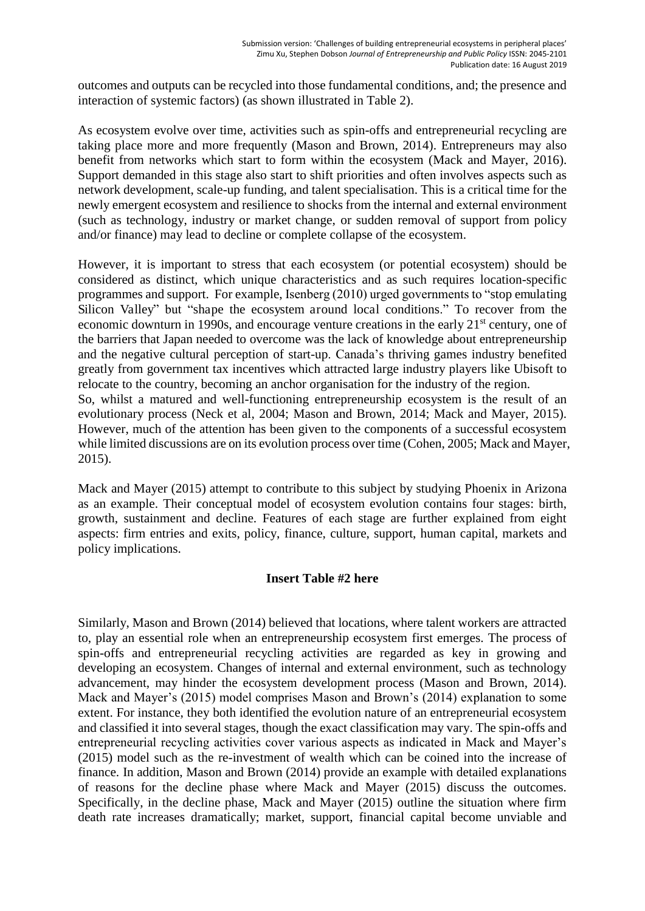outcomes and outputs can be recycled into those fundamental conditions, and; the presence and interaction of systemic factors) (as shown illustrated in Table 2).

As ecosystem evolve over time, activities such as spin-offs and entrepreneurial recycling are taking place more and more frequently (Mason and Brown, 2014). Entrepreneurs may also benefit from networks which start to form within the ecosystem (Mack and Mayer, 2016). Support demanded in this stage also start to shift priorities and often involves aspects such as network development, scale-up funding, and talent specialisation. This is a critical time for the newly emergent ecosystem and resilience to shocks from the internal and external environment (such as technology, industry or market change, or sudden removal of support from policy and/or finance) may lead to decline or complete collapse of the ecosystem.

However, it is important to stress that each ecosystem (or potential ecosystem) should be considered as distinct, which unique characteristics and as such requires location-specific programmes and support. For example, Isenberg (2010) urged governments to "stop emulating Silicon Valley" but "shape the ecosystem around local conditions." To recover from the economic downturn in 1990s, and encourage venture creations in the early 21st century, one of the barriers that Japan needed to overcome was the lack of knowledge about entrepreneurship and the negative cultural perception of start-up. Canada's thriving games industry benefited greatly from government tax incentives which attracted large industry players like Ubisoft to relocate to the country, becoming an anchor organisation for the industry of the region.
So, whilst a matured and well-functioning entrepreneurship ecosystem is the result of an evolutionary process (Neck et al, 2004; Mason and Brown, 2014; Mack and Mayer, 2015). However, much of the attention has been given to the components of a successful ecosystem while limited discussions are on its evolution process over time (Cohen, 2005; Mack and Mayer, 2015).

Mack and Mayer (2015) attempt to contribute to this subject by studying Phoenix in Arizona as an example. Their conceptual model of ecosystem evolution contains four stages: birth, growth, sustainment and decline. Features of each stage are further explained from eight aspects: firm entries and exits, policy, finance, culture, support, human capital, markets and policy implications.

**Insert Table #2 here**

Similarly, Mason and Brown (2014) believed that locations, where talent workers are attracted to, play an essential role when an entrepreneurship ecosystem first emerges. The process of spin-offs and entrepreneurial recycling activities are regarded as key in growing and developing an ecosystem. Changes of internal and external environment, such as technology advancement, may hinder the ecosystem development process (Mason and Brown, 2014). Mack and Mayer's (2015) model comprises Mason and Brown's (2014) explanation to some extent. For instance, they both identified the evolution nature of an entrepreneurial ecosystem and classified it into several stages, though the exact classification may vary. The spin-offs and entrepreneurial recycling activities cover various aspects as indicated in Mack and Mayer's (2015) model such as the re-investment of wealth which can be coined into the increase of finance. In addition, Mason and Brown (2014) provide an example with detailed explanations of reasons for the decline phase where Mack and Mayer (2015) discuss the outcomes. Specifically, in the decline phase, Mack and Mayer (2015) outline the situation where firm death rate increases dramatically; market, support, financial capital become unviable and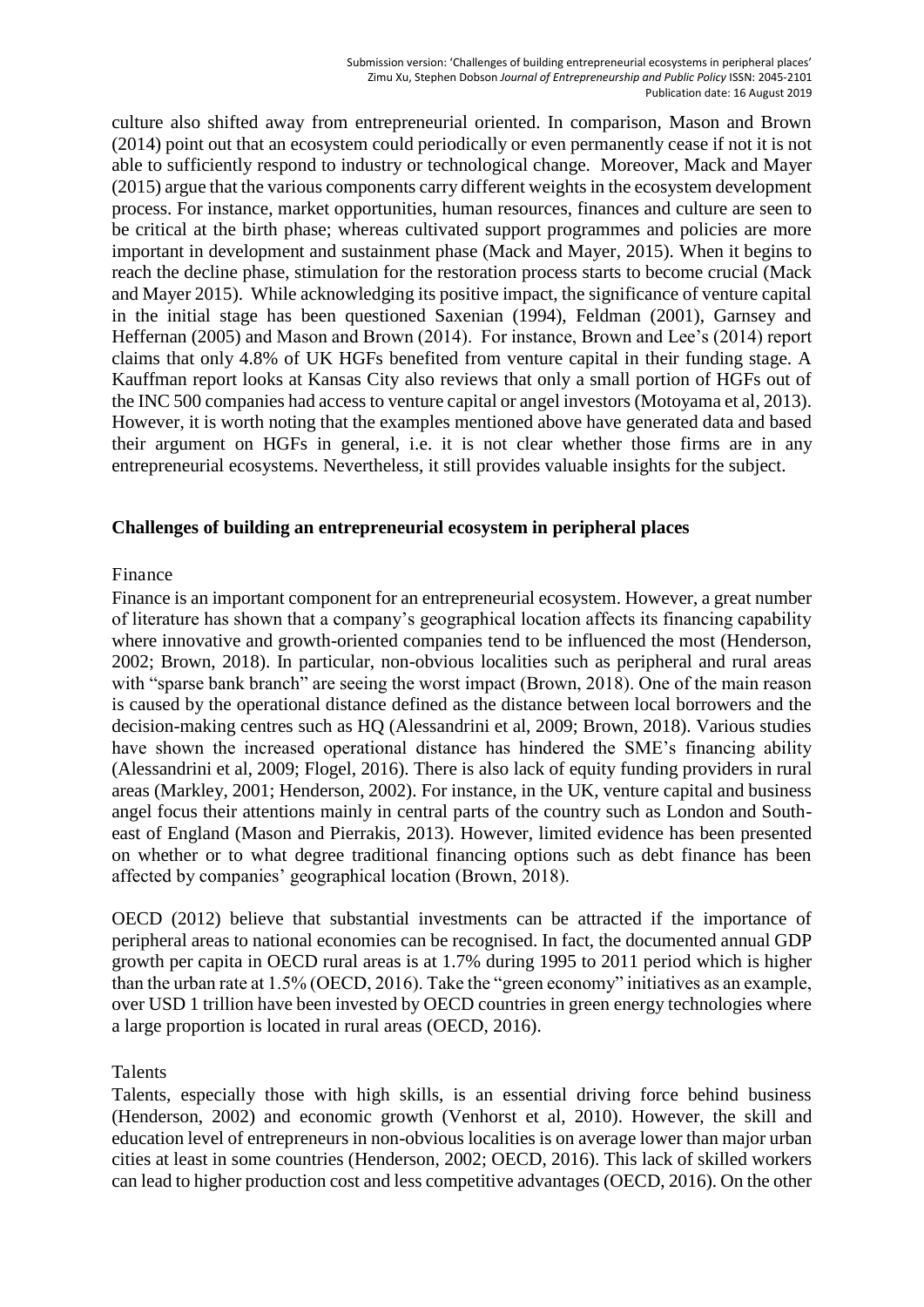culture also shifted away from entrepreneurial oriented. In comparison, Mason and Brown (2014) point out that an ecosystem could periodically or even permanently cease if not it is not able to sufficiently respond to industry or technological change. Moreover, Mack and Mayer (2015) argue that the various components carry different weights in the ecosystem development process. For instance, market opportunities, human resources, finances and culture are seen to be critical at the birth phase; whereas cultivated support programmes and policies are more important in development and sustainment phase (Mack and Mayer, 2015). When it begins to reach the decline phase, stimulation for the restoration process starts to become crucial (Mack and Mayer 2015). While acknowledging its positive impact, the significance of venture capital in the initial stage has been questioned Saxenian (1994), Feldman (2001), Garnsey and Heffernan (2005) and Mason and Brown (2014). For instance, Brown and Lee's (2014) report claims that only 4.8% of UK HGFs benefited from venture capital in their funding stage. A Kauffman report looks at Kansas City also reviews that only a small portion of HGFs out of the INC 500 companies had access to venture capital or angel investors (Motoyama et al, 2013). However, it is worth noting that the examples mentioned above have generated data and based their argument on HGFs in general, i.e. it is not clear whether those firms are in any entrepreneurial ecosystems. Nevertheless, it still provides valuable insights for the subject.

## Challenges of building an entrepreneurial ecosystem in peripheral places

### Finance

Finance is an important component for an entrepreneurial ecosystem. However, a great number of literature has shown that a company's geographical location affects its financing capability where innovative and growth-oriented companies tend to be influenced the most (Henderson, 2002; Brown, 2018). In particular, non-obvious localities such as peripheral and rural areas with "sparse bank branch" are seeing the worst impact (Brown, 2018). One of the main reason is caused by the operational distance defined as the distance between local borrowers and the decision-making centres such as HQ (Alessandrini et al, 2009; Brown, 2018). Various studies have shown the increased operational distance has hindered the SME's financing ability (Alessandrini et al, 2009; Flogel, 2016). There is also lack of equity funding providers in rural areas (Markley, 2001; Henderson, 2002). For instance, in the UK, venture capital and business angel focus their attentions mainly in central parts of the country such as London and South-east of England (Mason and Pierrakis, 2013). However, limited evidence has been presented on whether or to what degree traditional financing options such as debt finance has been affected by companies' geographical location (Brown, 2018).

OECD (2012) believe that substantial investments can be attracted if the importance of peripheral areas to national economies can be recognised. In fact, the documented annual GDP growth per capita in OECD rural areas is at 1.7% during 1995 to 2011 period which is higher than the urban rate at 1.5% (OECD, 2016). Take the "green economy" initiatives as an example, over USD 1 trillion have been invested by OECD countries in green energy technologies where a large proportion is located in rural areas (OECD, 2016).

### Talents

Talents, especially those with high skills, is an essential driving force behind business (Henderson, 2002) and economic growth (Venhorst et al, 2010). However, the skill and education level of entrepreneurs in non-obvious localities is on average lower than major urban cities at least in some countries (Henderson, 2002; OECD, 2016). This lack of skilled workers can lead to higher production cost and less competitive advantages (OECD, 2016). On the other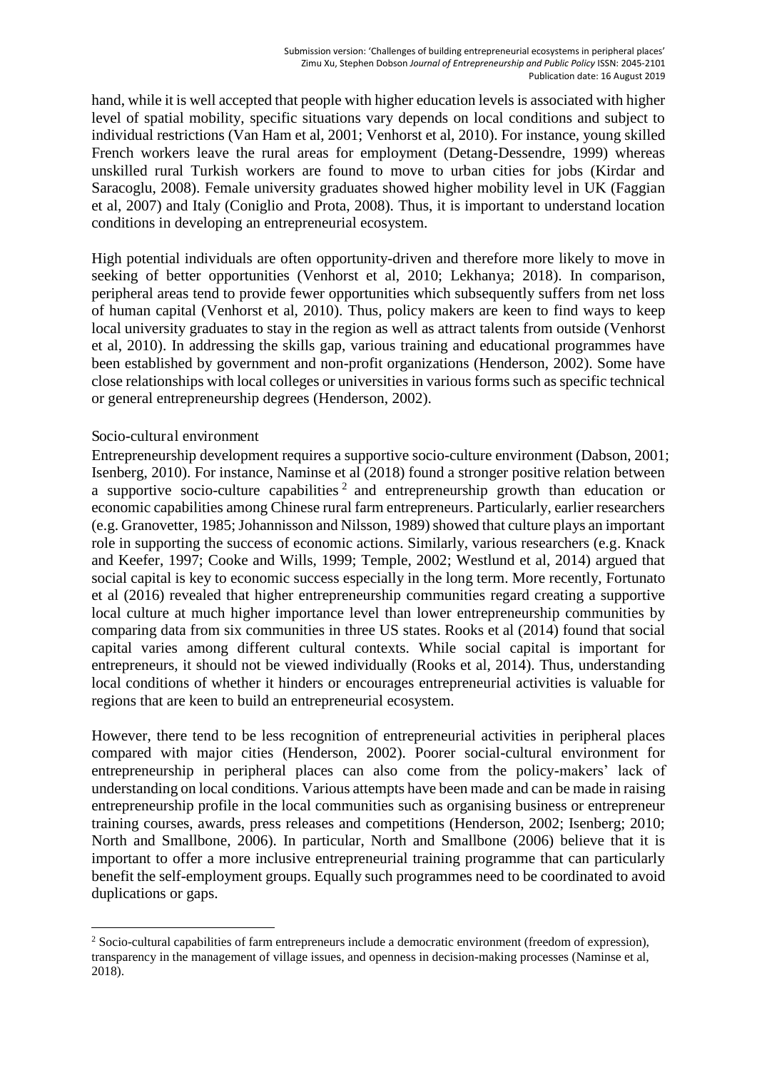hand, while it is well accepted that people with higher education levels is associated with higher level of spatial mobility, specific situations vary depends on local conditions and subject to individual restrictions (Van Ham et al, 2001; Venhorst et al, 2010). For instance, young skilled French workers leave the rural areas for employment (Detang-Dessendre, 1999) whereas unskilled rural Turkish workers are found to move to urban cities for jobs (Kirdar and Saracoglu, 2008). Female university graduates showed higher mobility level in UK (Faggian et al, 2007) and Italy (Coniglio and Prota, 2008). Thus, it is important to understand location conditions in developing an entrepreneurial ecosystem.

High potential individuals are often opportunity-driven and therefore more likely to move in seeking of better opportunities (Venhorst et al, 2010; Lekhanya; 2018). In comparison, peripheral areas tend to provide fewer opportunities which subsequently suffers from net loss of human capital (Venhorst et al, 2010). Thus, policy makers are keen to find ways to keep local university graduates to stay in the region as well as attract talents from outside (Venhorst et al, 2010). In addressing the skills gap, various training and educational programmes have been established by government and non-profit organizations (Henderson, 2002). Some have close relationships with local colleges or universities in various forms such as specific technical or general entrepreneurship degrees (Henderson, 2002).

### Socio-cultural environment

Entrepreneurship development requires a supportive socio-culture environment (Dabson, 2001; Isenberg, 2010). For instance, Naminse et al (2018) found a stronger positive relation between a supportive socio-culture capabilities [2] and entrepreneurship growth than education or economic capabilities among Chinese rural farm entrepreneurs. Particularly, earlier researchers (e.g. Granovetter, 1985; Johannisson and Nilsson, 1989) showed that culture plays an important role in supporting the success of economic actions. Similarly, various researchers (e.g. Knack and Keefer, 1997; Cooke and Wills, 1999; Temple, 2002; Westlund et al, 2014) argued that social capital is key to economic success especially in the long term. More recently, Fortunato et al (2016) revealed that higher entrepreneurship communities regard creating a supportive local culture at much higher importance level than lower entrepreneurship communities by comparing data from six communities in three US states. Rooks et al (2014) found that social capital varies among different cultural contexts. While social capital is important for entrepreneurs, it should not be viewed individually (Rooks et al, 2014). Thus, understanding local conditions of whether it hinders or encourages entrepreneurial activities is valuable for regions that are keen to build an entrepreneurial ecosystem.

However, there tend to be less recognition of entrepreneurial activities in peripheral places compared with major cities (Henderson, 2002). Poorer social-cultural environment for entrepreneurship in peripheral places can also come from the policy-makers' lack of understanding on local conditions. Various attempts have been made and can be made in raising entrepreneurship profile in the local communities such as organising business or entrepreneur training courses, awards, press releases and competitions (Henderson, 2002; Isenberg; 2010; North and Smallbone, 2006). In particular, North and Smallbone (2006) believe that it is important to offer a more inclusive entrepreneurial training programme that can particularly benefit the self-employment groups. Equally such programmes need to be coordinated to avoid duplications or gaps.

[2] Socio-cultural capabilities of farm entrepreneurs include a democratic environment (freedom of expression), transparency in the management of village issues, and openness in decision-making processes (Naminse et al, 2018).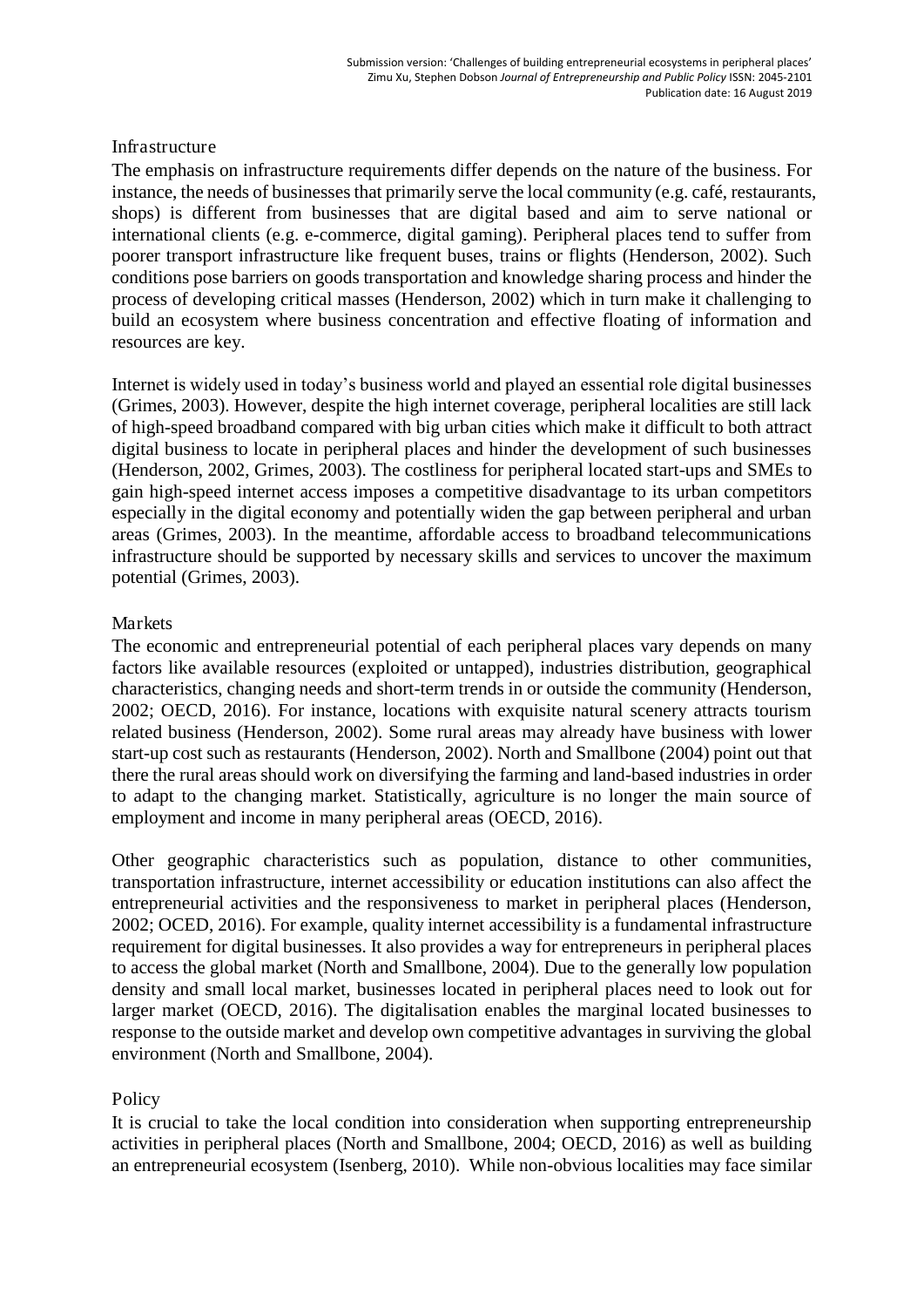### Infrastructure

The emphasis on infrastructure requirements differ depends on the nature of the business. For instance, the needs of businesses that primarily serve the local community (e.g. café, restaurants, shops) is different from businesses that are digital based and aim to serve national or international clients (e.g. e-commerce, digital gaming). Peripheral places tend to suffer from poorer transport infrastructure like frequent buses, trains or flights (Henderson, 2002). Such conditions pose barriers on goods transportation and knowledge sharing process and hinder the process of developing critical masses (Henderson, 2002) which in turn make it challenging to build an ecosystem where business concentration and effective floating of information and resources are key.

Internet is widely used in today's business world and played an essential role digital businesses (Grimes, 2003). However, despite the high internet coverage, peripheral localities are still lack of high-speed broadband compared with big urban cities which make it difficult to both attract digital business to locate in peripheral places and hinder the development of such businesses (Henderson, 2002, Grimes, 2003). The costliness for peripheral located start-ups and SMEs to gain high-speed internet access imposes a competitive disadvantage to its urban competitors especially in the digital economy and potentially widen the gap between peripheral and urban areas (Grimes, 2003). In the meantime, affordable access to broadband telecommunications infrastructure should be supported by necessary skills and services to uncover the maximum potential (Grimes, 2003).

### Markets

The economic and entrepreneurial potential of each peripheral places vary depends on many factors like available resources (exploited or untapped), industries distribution, geographical characteristics, changing needs and short-term trends in or outside the community (Henderson, 2002; OECD, 2016). For instance, locations with exquisite natural scenery attracts tourism related business (Henderson, 2002). Some rural areas may already have business with lower start-up cost such as restaurants (Henderson, 2002). North and Smallbone (2004) point out that there the rural areas should work on diversifying the farming and land-based industries in order to adapt to the changing market. Statistically, agriculture is no longer the main source of employment and income in many peripheral areas (OECD, 2016).

Other geographic characteristics such as population, distance to other communities, transportation infrastructure, internet accessibility or education institutions can also affect the entrepreneurial activities and the responsiveness to market in peripheral places (Henderson, 2002; OCED, 2016). For example, quality internet accessibility is a fundamental infrastructure requirement for digital businesses. It also provides a way for entrepreneurs in peripheral places to access the global market (North and Smallbone, 2004). Due to the generally low population density and small local market, businesses located in peripheral places need to look out for larger market (OECD, 2016). The digitalisation enables the marginal located businesses to response to the outside market and develop own competitive advantages in surviving the global environment (North and Smallbone, 2004).

### Policy

It is crucial to take the local condition into consideration when supporting entrepreneurship activities in peripheral places (North and Smallbone, 2004; OECD, 2016) as well as building an entrepreneurial ecosystem (Isenberg, 2010). While non-obvious localities may face similar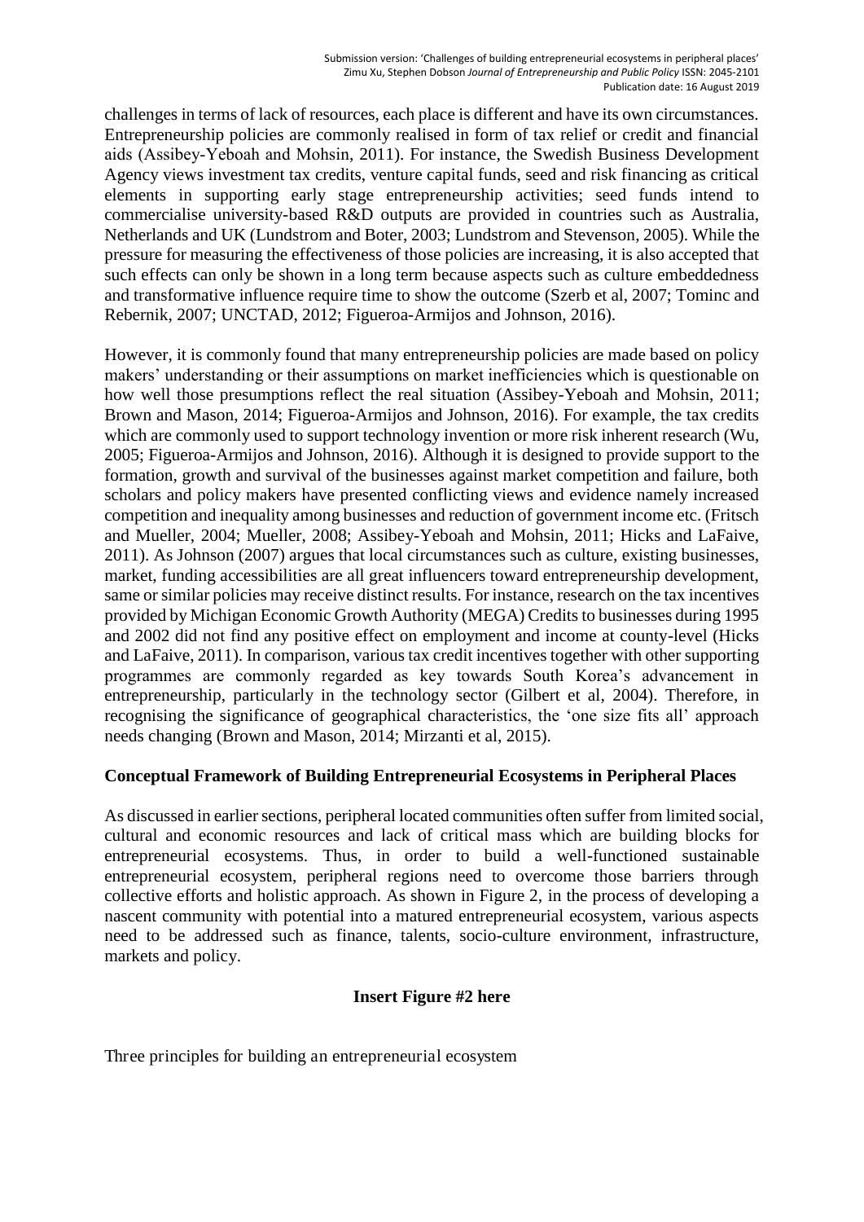challenges in terms of lack of resources, each place is different and have its own circumstances. Entrepreneurship policies are commonly realised in form of tax relief or credit and financial aids (Assibey-Yeboah and Mohsin, 2011). For instance, the Swedish Business Development Agency views investment tax credits, venture capital funds, seed and risk financing as critical elements in supporting early stage entrepreneurship activities; seed funds intend to commercialise university-based R&D outputs are provided in countries such as Australia, Netherlands and UK (Lundstrom and Boter, 2003; Lundstrom and Stevenson, 2005). While the pressure for measuring the effectiveness of those policies are increasing, it is also accepted that such effects can only be shown in a long term because aspects such as culture embeddedness and transformative influence require time to show the outcome (Szerb et al, 2007; Tominc and Rebernik, 2007; UNCTAD, 2012; Figueroa-Armijos and Johnson, 2016).

However, it is commonly found that many entrepreneurship policies are made based on policy makers' understanding or their assumptions on market inefficiencies which is questionable on how well those presumptions reflect the real situation (Assibey-Yeboah and Mohsin, 2011; Brown and Mason, 2014; Figueroa-Armijos and Johnson, 2016). For example, the tax credits which are commonly used to support technology invention or more risk inherent research (Wu, 2005; Figueroa-Armijos and Johnson, 2016). Although it is designed to provide support to the formation, growth and survival of the businesses against market competition and failure, both scholars and policy makers have presented conflicting views and evidence namely increased competition and inequality among businesses and reduction of government income etc. (Fritsch and Mueller, 2004; Mueller, 2008; Assibey-Yeboah and Mohsin, 2011; Hicks and LaFaive, 2011). As Johnson (2007) argues that local circumstances such as culture, existing businesses, market, funding accessibilities are all great influencers toward entrepreneurship development, same or similar policies may receive distinct results. For instance, research on the tax incentives provided by Michigan Economic Growth Authority (MEGA) Credits to businesses during 1995 and 2002 did not find any positive effect on employment and income at county-level (Hicks and LaFaive, 2011). In comparison, various tax credit incentives together with other supporting programmes are commonly regarded as key towards South Korea's advancement in entrepreneurship, particularly in the technology sector (Gilbert et al, 2004). Therefore, in recognising the significance of geographical characteristics, the 'one size fits all' approach needs changing (Brown and Mason, 2014; Mirzanti et al, 2015).

## Conceptual Framework of Building Entrepreneurial Ecosystems in Peripheral Places

As discussed in earlier sections, peripheral located communities often suffer from limited social, cultural and economic resources and lack of critical mass which are building blocks for entrepreneurial ecosystems. Thus, in order to build a well-functioned sustainable entrepreneurial ecosystem, peripheral regions need to overcome those barriers through collective efforts and holistic approach. As shown in Figure 2, in the process of developing a nascent community with potential into a matured entrepreneurial ecosystem, various aspects need to be addressed such as finance, talents, socio-culture environment, infrastructure, markets and policy.

**Insert Figure #2 here**

Three principles for building an entrepreneurial ecosystem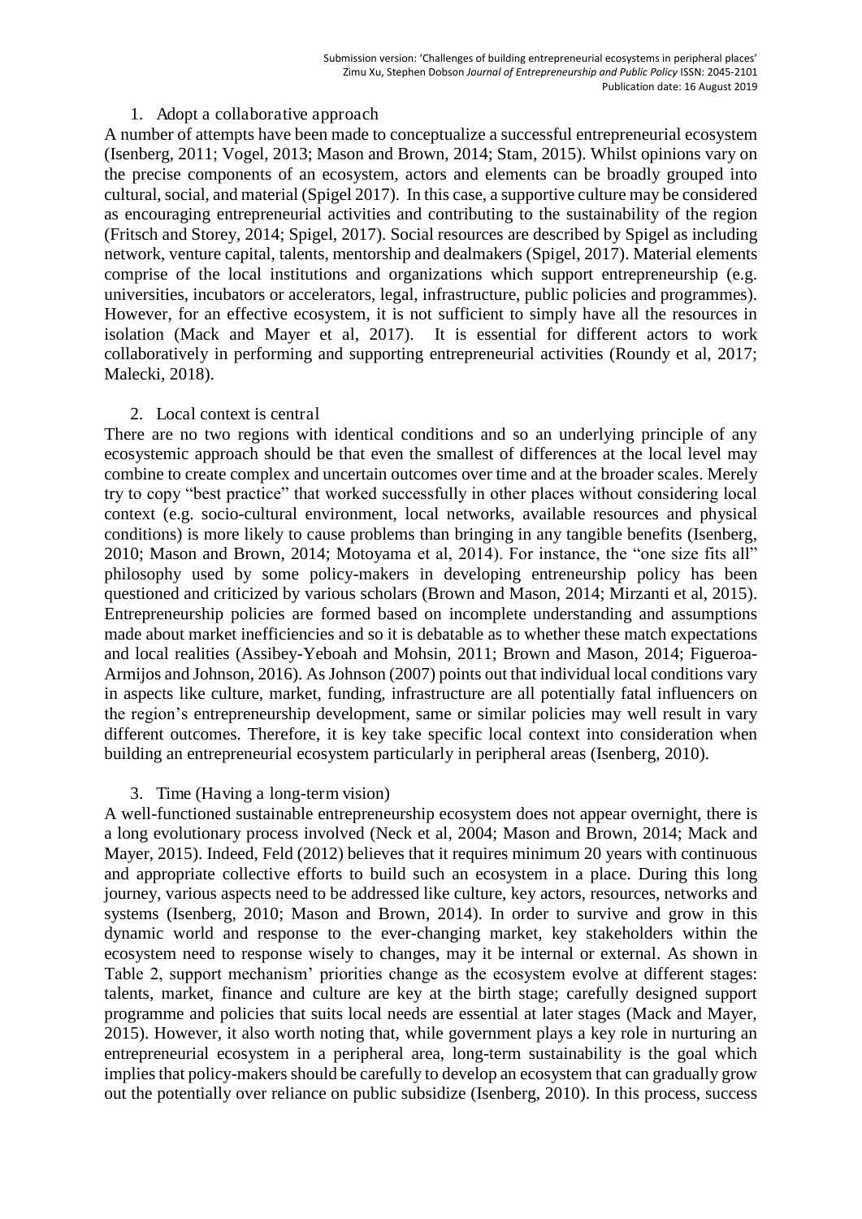1. Adopt a collaborative approach

A number of attempts have been made to conceptualize a successful entrepreneurial ecosystem (Isenberg, 2011; Vogel, 2013; Mason and Brown, 2014; Stam, 2015). Whilst opinions vary on the precise components of an ecosystem, actors and elements can be broadly grouped into cultural, social, and material (Spigel 2017). In this case, a supportive culture may be considered as encouraging entrepreneurial activities and contributing to the sustainability of the region (Fritsch and Storey, 2014; Spigel, 2017). Social resources are described by Spigel as including network, venture capital, talents, mentorship and dealmakers (Spigel, 2017). Material elements comprise of the local institutions and organizations which support entrepreneurship (e.g. universities, incubators or accelerators, legal, infrastructure, public policies and programmes). However, for an effective ecosystem, it is not sufficient to simply have all the resources in isolation (Mack and Mayer et al, 2017). It is essential for different actors to work collaboratively in performing and supporting entrepreneurial activities (Roundy et al, 2017; Malecki, 2018).

2. Local context is central

There are no two regions with identical conditions and so an underlying principle of any ecosystemic approach should be that even the smallest of differences at the local level may combine to create complex and uncertain outcomes over time and at the broader scales. Merely try to copy "best practice" that worked successfully in other places without considering local context (e.g. socio-cultural environment, local networks, available resources and physical conditions) is more likely to cause problems than bringing in any tangible benefits (Isenberg, 2010; Mason and Brown, 2014; Motoyama et al, 2014). For instance, the "one size fits all" philosophy used by some policy-makers in developing entreneurship policy has been questioned and criticized by various scholars (Brown and Mason, 2014; Mirzanti et al, 2015). Entrepreneurship policies are formed based on incomplete understanding and assumptions made about market inefficiencies and so it is debatable as to whether these match expectations and local realities (Assibey-Yeboah and Mohsin, 2011; Brown and Mason, 2014; Figueroa-Armijos and Johnson, 2016). As Johnson (2007) points out that individual local conditions vary in aspects like culture, market, funding, infrastructure are all potentially fatal influencers on the region's entrepreneurship development, same or similar policies may well result in vary different outcomes. Therefore, it is key take specific local context into consideration when building an entrepreneurial ecosystem particularly in peripheral areas (Isenberg, 2010).

3. Time (Having a long-term vision)

A well-functioned sustainable entrepreneurship ecosystem does not appear overnight, there is a long evolutionary process involved (Neck et al, 2004; Mason and Brown, 2014; Mack and Mayer, 2015). Indeed, Feld (2012) believes that it requires minimum 20 years with continuous and appropriate collective efforts to build such an ecosystem in a place. During this long journey, various aspects need to be addressed like culture, key actors, resources, networks and systems (Isenberg, 2010; Mason and Brown, 2014). In order to survive and grow in this dynamic world and response to the ever-changing market, key stakeholders within the ecosystem need to response wisely to changes, may it be internal or external. As shown in Table 2, support mechanism' priorities change as the ecosystem evolve at different stages: talents, market, finance and culture are key at the birth stage; carefully designed support programme and policies that suits local needs are essential at later stages (Mack and Mayer, 2015). However, it also worth noting that, while government plays a key role in nurturing an entrepreneurial ecosystem in a peripheral area, long-term sustainability is the goal which implies that policy-makers should be carefully to develop an ecosystem that can gradually grow out the potentially over reliance on public subsidize (Isenberg, 2010). In this process, success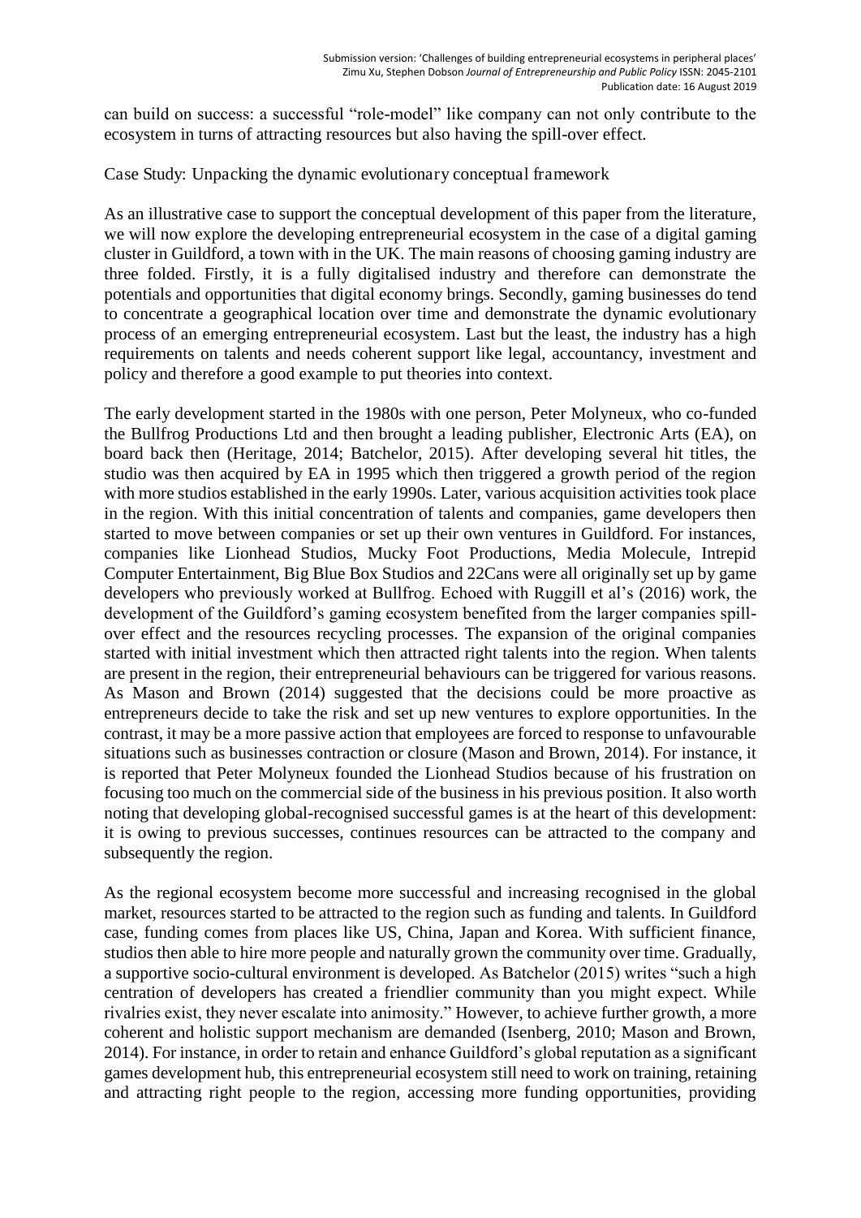can build on success: a successful "role-model" like company can not only contribute to the ecosystem in turns of attracting resources but also having the spill-over effect.

Case Study: Unpacking the dynamic evolutionary conceptual framework

As an illustrative case to support the conceptual development of this paper from the literature, we will now explore the developing entrepreneurial ecosystem in the case of a digital gaming cluster in Guildford, a town with in the UK. The main reasons of choosing gaming industry are three folded. Firstly, it is a fully digitalised industry and therefore can demonstrate the potentials and opportunities that digital economy brings. Secondly, gaming businesses do tend to concentrate a geographical location over time and demonstrate the dynamic evolutionary process of an emerging entrepreneurial ecosystem. Last but the least, the industry has a high requirements on talents and needs coherent support like legal, accountancy, investment and policy and therefore a good example to put theories into context.

The early development started in the 1980s with one person, Peter Molyneux, who co-funded the Bullfrog Productions Ltd and then brought a leading publisher, Electronic Arts (EA), on board back then (Heritage, 2014; Batchelor, 2015). After developing several hit titles, the studio was then acquired by EA in 1995 which then triggered a growth period of the region with more studios established in the early 1990s. Later, various acquisition activities took place in the region. With this initial concentration of talents and companies, game developers then started to move between companies or set up their own ventures in Guildford. For instances, companies like Lionhead Studios, Mucky Foot Productions, Media Molecule, Intrepid Computer Entertainment, Big Blue Box Studios and 22Cans were all originally set up by game developers who previously worked at Bullfrog. Echoed with Ruggill et al's (2016) work, the development of the Guildford's gaming ecosystem benefited from the larger companies spill-over effect and the resources recycling processes. The expansion of the original companies started with initial investment which then attracted right talents into the region. When talents are present in the region, their entrepreneurial behaviours can be triggered for various reasons. As Mason and Brown (2014) suggested that the decisions could be more proactive as entrepreneurs decide to take the risk and set up new ventures to explore opportunities. In the contrast, it may be a more passive action that employees are forced to response to unfavourable situations such as businesses contraction or closure (Mason and Brown, 2014). For instance, it is reported that Peter Molyneux founded the Lionhead Studios because of his frustration on focusing too much on the commercial side of the business in his previous position. It also worth noting that developing global-recognised successful games is at the heart of this development: it is owing to previous successes, continues resources can be attracted to the company and subsequently the region.

As the regional ecosystem become more successful and increasing recognised in the global market, resources started to be attracted to the region such as funding and talents. In Guildford case, funding comes from places like US, China, Japan and Korea. With sufficient finance, studios then able to hire more people and naturally grown the community over time. Gradually, a supportive socio-cultural environment is developed. As Batchelor (2015) writes "such a high centration of developers has created a friendlier community than you might expect. While rivalries exist, they never escalate into animosity." However, to achieve further growth, a more coherent and holistic support mechanism are demanded (Isenberg, 2010; Mason and Brown, 2014). For instance, in order to retain and enhance Guildford's global reputation as a significant games development hub, this entrepreneurial ecosystem still need to work on training, retaining and attracting right people to the region, accessing more funding opportunities, providing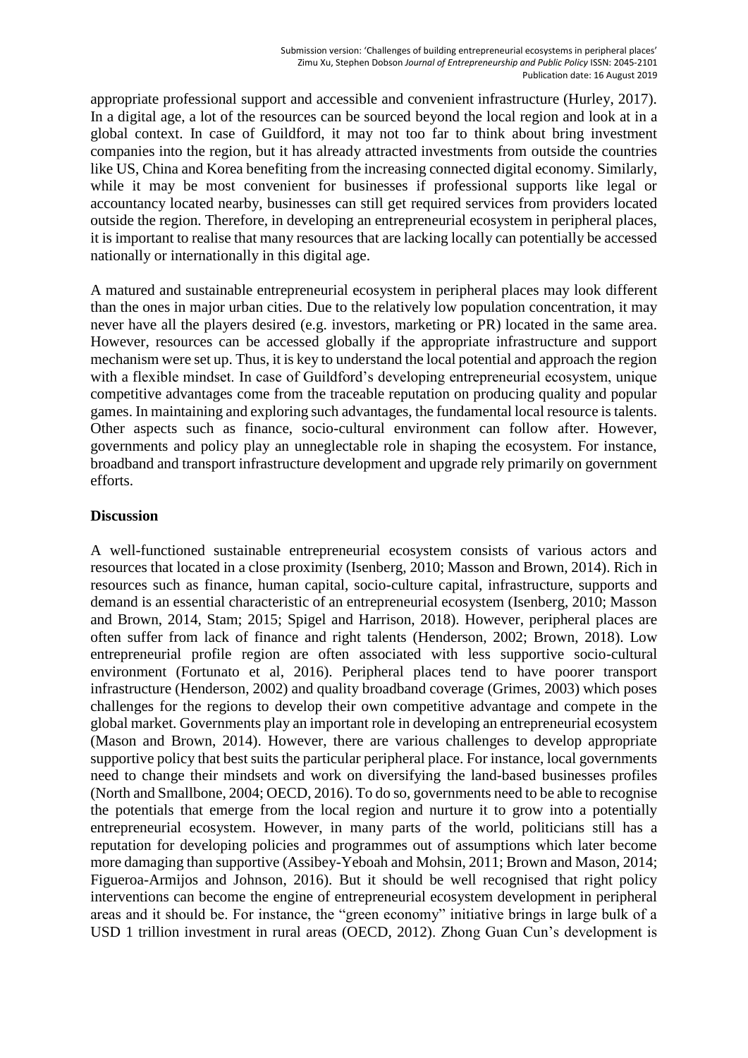appropriate professional support and accessible and convenient infrastructure (Hurley, 2017). In a digital age, a lot of the resources can be sourced beyond the local region and look at in a global context. In case of Guildford, it may not too far to think about bring investment companies into the region, but it has already attracted investments from outside the countries like US, China and Korea benefiting from the increasing connected digital economy. Similarly, while it may be most convenient for businesses if professional supports like legal or accountancy located nearby, businesses can still get required services from providers located outside the region. Therefore, in developing an entrepreneurial ecosystem in peripheral places, it is important to realise that many resources that are lacking locally can potentially be accessed nationally or internationally in this digital age.

A matured and sustainable entrepreneurial ecosystem in peripheral places may look different than the ones in major urban cities. Due to the relatively low population concentration, it may never have all the players desired (e.g. investors, marketing or PR) located in the same area. However, resources can be accessed globally if the appropriate infrastructure and support mechanism were set up. Thus, it is key to understand the local potential and approach the region with a flexible mindset. In case of Guildford's developing entrepreneurial ecosystem, unique competitive advantages come from the traceable reputation on producing quality and popular games. In maintaining and exploring such advantages, the fundamental local resource is talents. Other aspects such as finance, socio-cultural environment can follow after. However, governments and policy play an unneglectable role in shaping the ecosystem. For instance, broadband and transport infrastructure development and upgrade rely primarily on government efforts.

## Discussion

A well-functioned sustainable entrepreneurial ecosystem consists of various actors and resources that located in a close proximity (Isenberg, 2010; Masson and Brown, 2014). Rich in resources such as finance, human capital, socio-culture capital, infrastructure, supports and demand is an essential characteristic of an entrepreneurial ecosystem (Isenberg, 2010; Masson and Brown, 2014, Stam; 2015; Spigel and Harrison, 2018). However, peripheral places are often suffer from lack of finance and right talents (Henderson, 2002; Brown, 2018). Low entrepreneurial profile region are often associated with less supportive socio-cultural environment (Fortunato et al, 2016). Peripheral places tend to have poorer transport infrastructure (Henderson, 2002) and quality broadband coverage (Grimes, 2003) which poses challenges for the regions to develop their own competitive advantage and compete in the global market. Governments play an important role in developing an entrepreneurial ecosystem (Mason and Brown, 2014). However, there are various challenges to develop appropriate supportive policy that best suits the particular peripheral place. For instance, local governments need to change their mindsets and work on diversifying the land-based businesses profiles (North and Smallbone, 2004; OECD, 2016). To do so, governments need to be able to recognise the potentials that emerge from the local region and nurture it to grow into a potentially entrepreneurial ecosystem. However, in many parts of the world, politicians still has a reputation for developing policies and programmes out of assumptions which later become more damaging than supportive (Assibey-Yeboah and Mohsin, 2011; Brown and Mason, 2014; Figueroa-Armijos and Johnson, 2016). But it should be well recognised that right policy interventions can become the engine of entrepreneurial ecosystem development in peripheral areas and it should be. For instance, the "green economy" initiative brings in large bulk of a USD 1 trillion investment in rural areas (OECD, 2012). Zhong Guan Cun's development is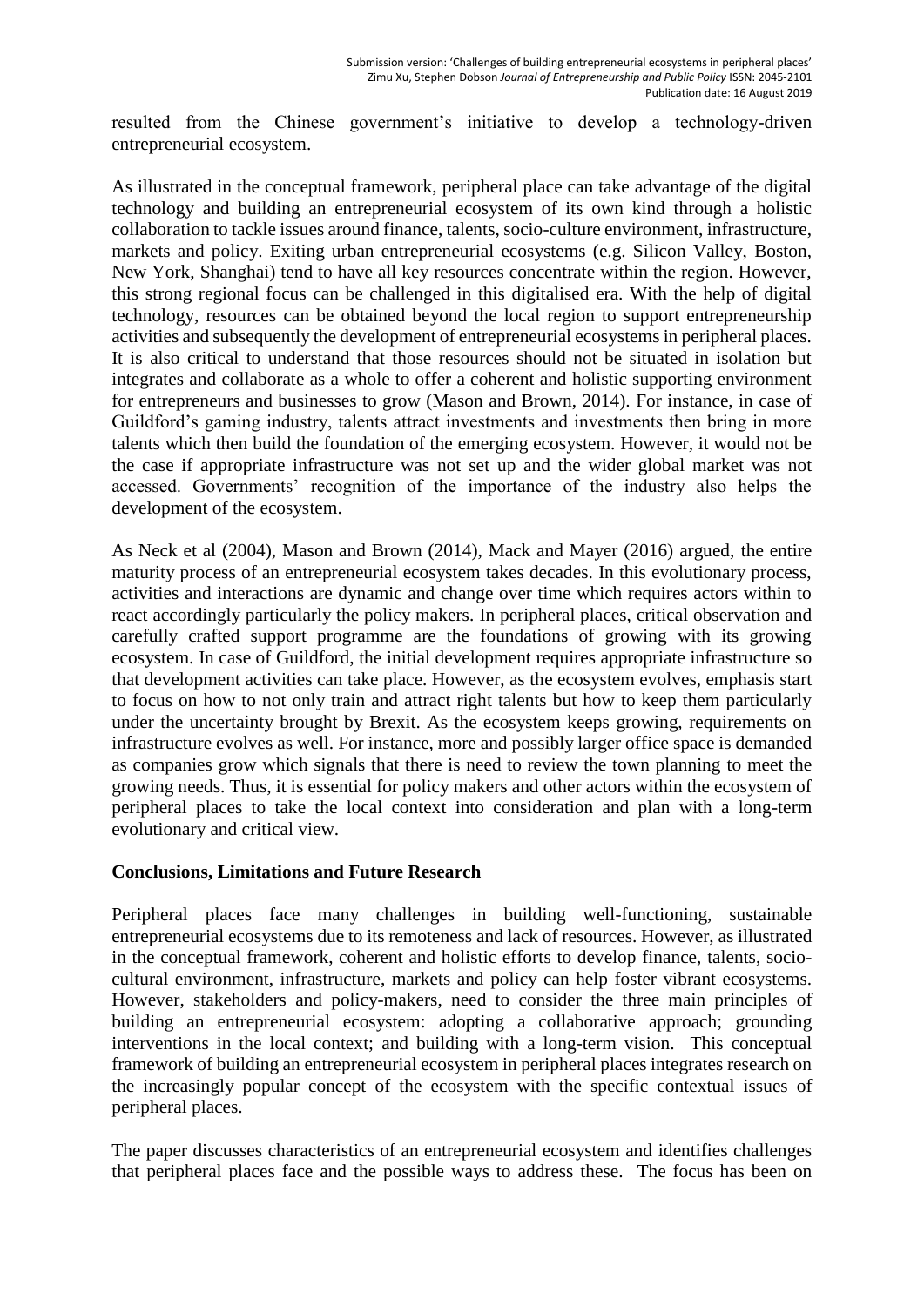resulted from the Chinese government's initiative to develop a technology-driven entrepreneurial ecosystem.

As illustrated in the conceptual framework, peripheral place can take advantage of the digital technology and building an entrepreneurial ecosystem of its own kind through a holistic collaboration to tackle issues around finance, talents, socio-culture environment, infrastructure, markets and policy. Exiting urban entrepreneurial ecosystems (e.g. Silicon Valley, Boston, New York, Shanghai) tend to have all key resources concentrate within the region. However, this strong regional focus can be challenged in this digitalised era. With the help of digital technology, resources can be obtained beyond the local region to support entrepreneurship activities and subsequently the development of entrepreneurial ecosystems in peripheral places. It is also critical to understand that those resources should not be situated in isolation but integrates and collaborate as a whole to offer a coherent and holistic supporting environment for entrepreneurs and businesses to grow (Mason and Brown, 2014). For instance, in case of Guildford's gaming industry, talents attract investments and investments then bring in more talents which then build the foundation of the emerging ecosystem. However, it would not be the case if appropriate infrastructure was not set up and the wider global market was not accessed. Governments' recognition of the importance of the industry also helps the development of the ecosystem.

As Neck et al (2004), Mason and Brown (2014), Mack and Mayer (2016) argued, the entire maturity process of an entrepreneurial ecosystem takes decades. In this evolutionary process, activities and interactions are dynamic and change over time which requires actors within to react accordingly particularly the policy makers. In peripheral places, critical observation and carefully crafted support programme are the foundations of growing with its growing ecosystem. In case of Guildford, the initial development requires appropriate infrastructure so that development activities can take place. However, as the ecosystem evolves, emphasis start to focus on how to not only train and attract right talents but how to keep them particularly under the uncertainty brought by Brexit. As the ecosystem keeps growing, requirements on infrastructure evolves as well. For instance, more and possibly larger office space is demanded as companies grow which signals that there is need to review the town planning to meet the growing needs. Thus, it is essential for policy makers and other actors within the ecosystem of peripheral places to take the local context into consideration and plan with a long-term evolutionary and critical view.

## Conclusions, Limitations and Future Research

Peripheral places face many challenges in building well-functioning, sustainable entrepreneurial ecosystems due to its remoteness and lack of resources. However, as illustrated in the conceptual framework, coherent and holistic efforts to develop finance, talents, socio-cultural environment, infrastructure, markets and policy can help foster vibrant ecosystems. However, stakeholders and policy-makers, need to consider the three main principles of building an entrepreneurial ecosystem: adopting a collaborative approach; grounding interventions in the local context; and building with a long-term vision. This conceptual framework of building an entrepreneurial ecosystem in peripheral places integrates research on the increasingly popular concept of the ecosystem with the specific contextual issues of peripheral places.

The paper discusses characteristics of an entrepreneurial ecosystem and identifies challenges that peripheral places face and the possible ways to address these. The focus has been on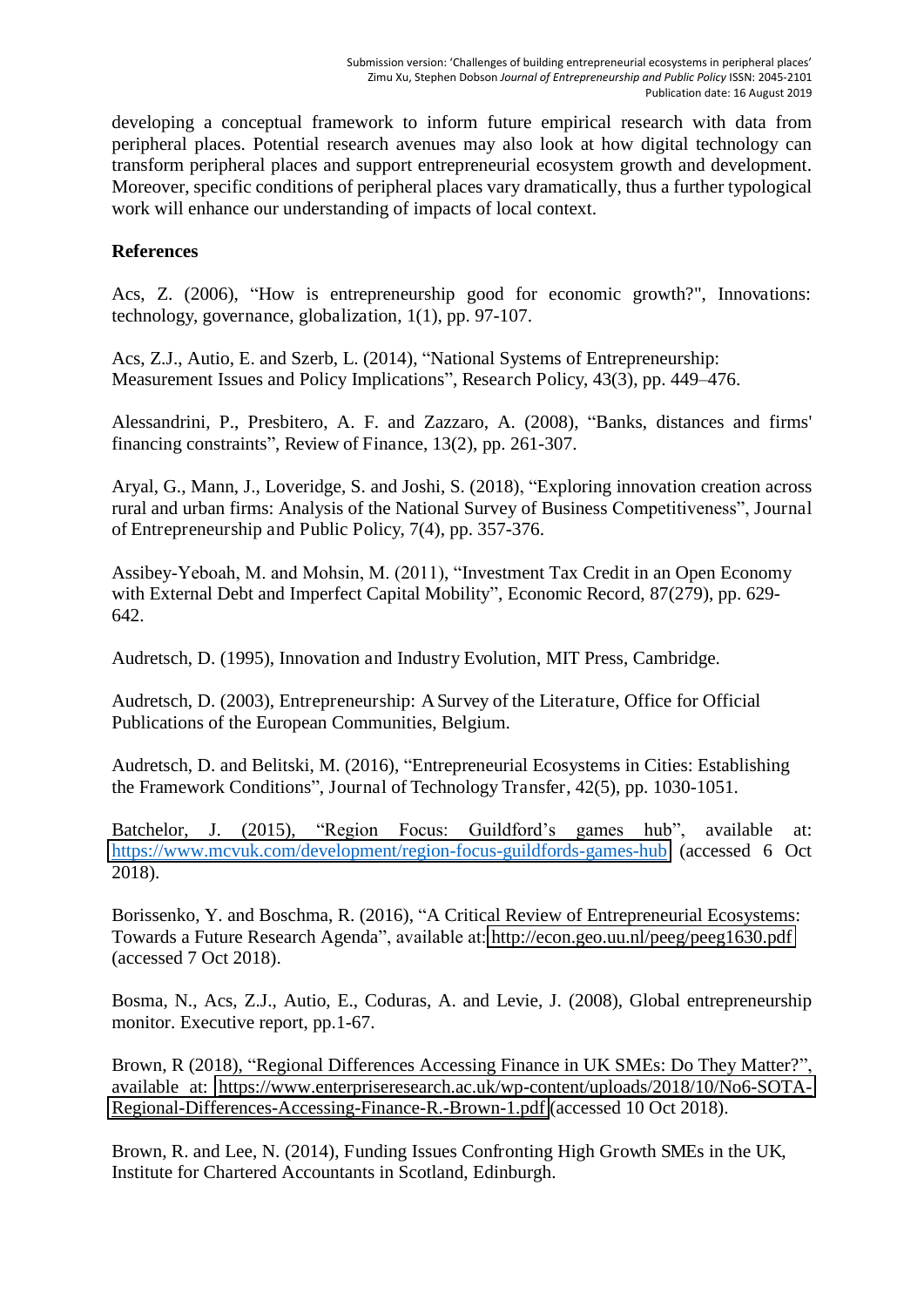developing a conceptual framework to inform future empirical research with data from peripheral places. Potential research avenues may also look at how digital technology can transform peripheral places and support entrepreneurial ecosystem growth and development. Moreover, specific conditions of peripheral places vary dramatically, thus a further typological work will enhance our understanding of impacts of local context.

**References**

Acs, Z. (2006), "How is entrepreneurship good for economic growth?", Innovations: technology, governance, globalization, 1(1), pp. 97-107.

Acs, Z.J., Autio, E. and Szerb, L. (2014), "National Systems of Entrepreneurship: Measurement Issues and Policy Implications", Research Policy, 43(3), pp. 449–476.

Alessandrini, P., Presbitero, A. F. and Zazzaro, A. (2008), "Banks, distances and firms' financing constraints", Review of Finance, 13(2), pp. 261-307.

Aryal, G., Mann, J., Loveridge, S. and Joshi, S. (2018), "Exploring innovation creation across rural and urban firms: Analysis of the National Survey of Business Competitiveness", Journal of Entrepreneurship and Public Policy, 7(4), pp. 357-376.

Assibey-Yeboah, M. and Mohsin, M. (2011), "Investment Tax Credit in an Open Economy with External Debt and Imperfect Capital Mobility", Economic Record, 87(279), pp. 629-642.

Audretsch, D. (1995), Innovation and Industry Evolution, MIT Press, Cambridge.

Audretsch, D. (2003), Entrepreneurship: A Survey of the Literature, Office for Official Publications of the European Communities, Belgium.

Audretsch, D. and Belitski, M. (2016), "Entrepreneurial Ecosystems in Cities: Establishing the Framework Conditions", Journal of Technology Transfer, 42(5), pp. 1030-1051.

Batchelor, J. (2015), "Region Focus: Guildford's games hub", available at: https://www.mcvuk.com/development/region-focus-guildfords-games-hub (accessed 6 Oct 2018).

Borissenko, Y. and Boschma, R. (2016), "A Critical Review of Entrepreneurial Ecosystems: Towards a Future Research Agenda", available at: http://econ.geo.uu.nl/peeg/peeg1630.pdf (accessed 7 Oct 2018).

Bosma, N., Acs, Z.J., Autio, E., Coduras, A. and Levie, J. (2008), Global entrepreneurship monitor. Executive report, pp.1-67.

Brown, R (2018), "Regional Differences Accessing Finance in UK SMEs: Do They Matter?", available at: https://www.enterpriseresearch.ac.uk/wp-content/uploads/2018/10/No6-SOTA-Regional-Differences-Accessing-Finance-R.-Brown-1.pdf (accessed 10 Oct 2018).

Brown, R. and Lee, N. (2014), Funding Issues Confronting High Growth SMEs in the UK, Institute for Chartered Accountants in Scotland, Edinburgh.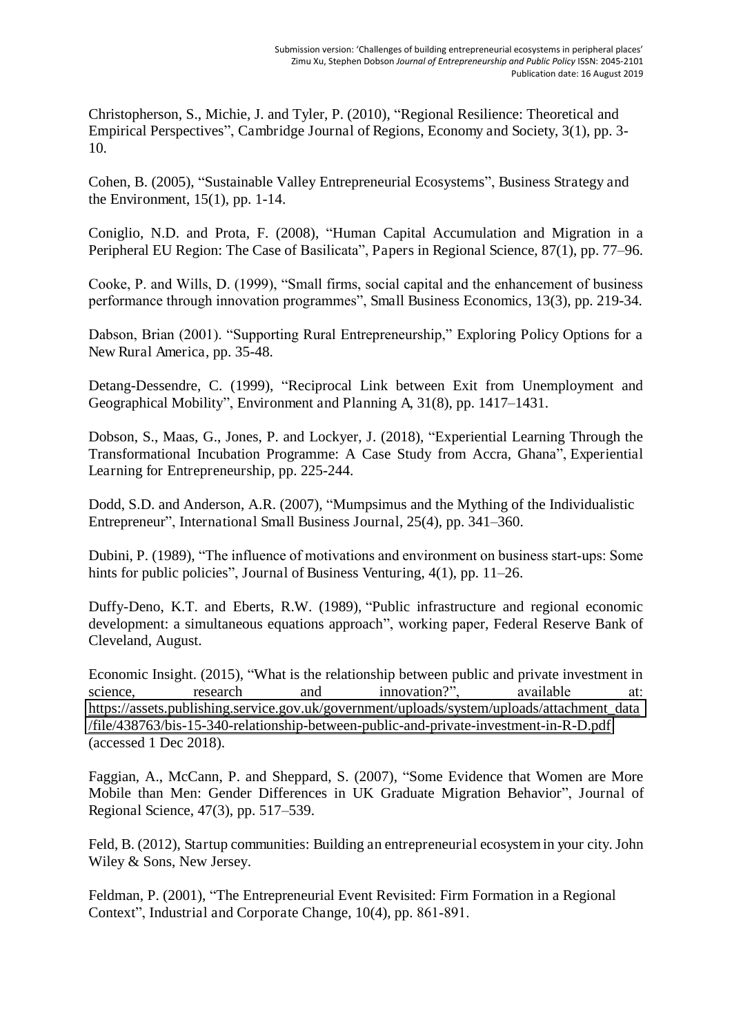Christopherson, S., Michie, J. and Tyler, P. (2010), "Regional Resilience: Theoretical and Empirical Perspectives", Cambridge Journal of Regions, Economy and Society, 3(1), pp. 3-10.

Cohen, B. (2005), "Sustainable Valley Entrepreneurial Ecosystems", Business Strategy and the Environment, 15(1), pp. 1-14.

Coniglio, N.D. and Prota, F. (2008), "Human Capital Accumulation and Migration in a Peripheral EU Region: The Case of Basilicata", Papers in Regional Science, 87(1), pp. 77–96.

Cooke, P. and Wills, D. (1999), "Small firms, social capital and the enhancement of business performance through innovation programmes", Small Business Economics, 13(3), pp. 219-34.

Dabson, Brian (2001). "Supporting Rural Entrepreneurship," Exploring Policy Options for a New Rural America, pp. 35-48.

Detang-Dessendre, C. (1999), "Reciprocal Link between Exit from Unemployment and Geographical Mobility", Environment and Planning A, 31(8), pp. 1417–1431.

Dobson, S., Maas, G., Jones, P. and Lockyer, J. (2018), "Experiential Learning Through the Transformational Incubation Programme: A Case Study from Accra, Ghana", Experiential Learning for Entrepreneurship, pp. 225-244.

Dodd, S.D. and Anderson, A.R. (2007), "Mumpsimus and the Mything of the Individualistic Entrepreneur", International Small Business Journal, 25(4), pp. 341–360.

Dubini, P. (1989), "The influence of motivations and environment on business start-ups: Some hints for public policies", Journal of Business Venturing, 4(1), pp. 11–26.

Duffy-Deno, K.T. and Eberts, R.W. (1989), "Public infrastructure and regional economic development: a simultaneous equations approach", working paper, Federal Reserve Bank of Cleveland, August.

Economic Insight. (2015), "What is the relationship between public and private investment in science, research and innovation?", available at: https://assets.publishing.service.gov.uk/government/uploads/system/uploads/attachment_data/file/438763/bis-15-340-relationship-between-public-and-private-investment-in-R-D.pdf (accessed 1 Dec 2018).

Faggian, A., McCann, P. and Sheppard, S. (2007), "Some Evidence that Women are More Mobile than Men: Gender Differences in UK Graduate Migration Behavior", Journal of Regional Science, 47(3), pp. 517–539.

Feld, B. (2012), Startup communities: Building an entrepreneurial ecosystem in your city. John Wiley & Sons, New Jersey.

Feldman, P. (2001), "The Entrepreneurial Event Revisited: Firm Formation in a Regional Context", Industrial and Corporate Change, 10(4), pp. 861-891.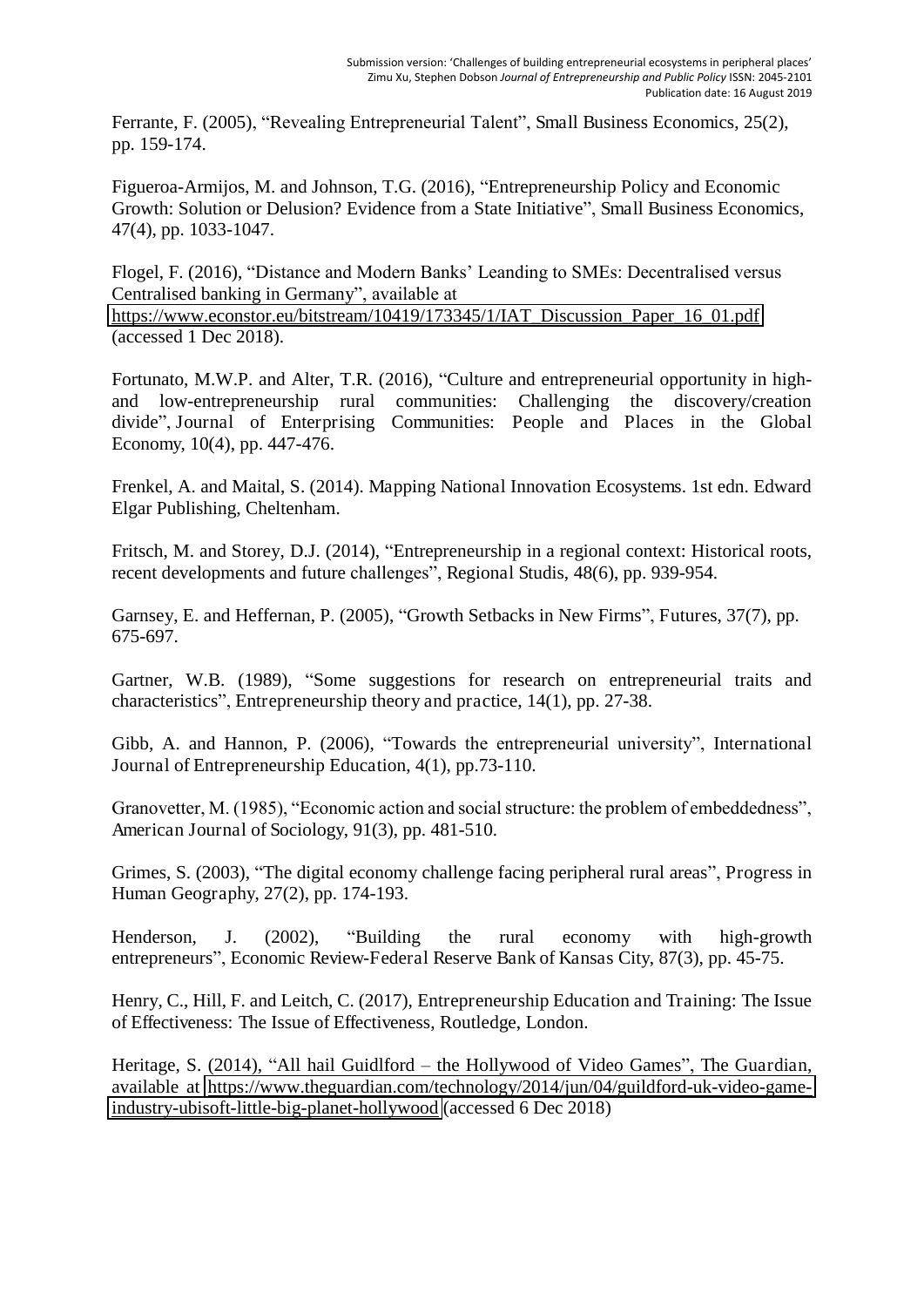Ferrante, F. (2005), "Revealing Entrepreneurial Talent", Small Business Economics, 25(2), pp. 159-174.

Figueroa-Armijos, M. and Johnson, T.G. (2016), "Entrepreneurship Policy and Economic Growth: Solution or Delusion? Evidence from a State Initiative", Small Business Economics, 47(4), pp. 1033-1047.

Flogel, F. (2016), "Distance and Modern Banks' Leanding to SMEs: Decentralised versus Centralised banking in Germany", available at https://www.econstor.eu/bitstream/10419/173345/1/IAT_Discussion_Paper_16_01.pdf (accessed 1 Dec 2018).

Fortunato, M.W.P. and Alter, T.R. (2016), "Culture and entrepreneurial opportunity in high- and low-entrepreneurship rural communities: Challenging the discovery/creation divide", Journal of Enterprising Communities: People and Places in the Global Economy, 10(4), pp. 447-476.

Frenkel, A. and Maital, S. (2014). Mapping National Innovation Ecosystems. 1st edn. Edward Elgar Publishing, Cheltenham.

Fritsch, M. and Storey, D.J. (2014), "Entrepreneurship in a regional context: Historical roots, recent developments and future challenges", Regional Studis, 48(6), pp. 939-954.

Garnsey, E. and Heffernan, P. (2005), "Growth Setbacks in New Firms", Futures, 37(7), pp. 675-697.

Gartner, W.B. (1989), "Some suggestions for research on entrepreneurial traits and characteristics", Entrepreneurship theory and practice, 14(1), pp. 27-38.

Gibb, A. and Hannon, P. (2006), "Towards the entrepreneurial university", International Journal of Entrepreneurship Education, 4(1), pp.73-110.

Granovetter, M. (1985), "Economic action and social structure: the problem of embeddedness", American Journal of Sociology, 91(3), pp. 481-510.

Grimes, S. (2003), "The digital economy challenge facing peripheral rural areas", Progress in Human Geography, 27(2), pp. 174-193.

Henderson, J. (2002), "Building the rural economy with high-growth entrepreneurs", Economic Review-Federal Reserve Bank of Kansas City, 87(3), pp. 45-75.

Henry, C., Hill, F. and Leitch, C. (2017), Entrepreneurship Education and Training: The Issue of Effectiveness: The Issue of Effectiveness, Routledge, London.

Heritage, S. (2014), "All hail Guidlford – the Hollywood of Video Games", The Guardian, available at https://www.theguardian.com/technology/2014/jun/04/guildford-uk-video-game-industry-ubisoft-little-big-planet-hollywood (accessed 6 Dec 2018)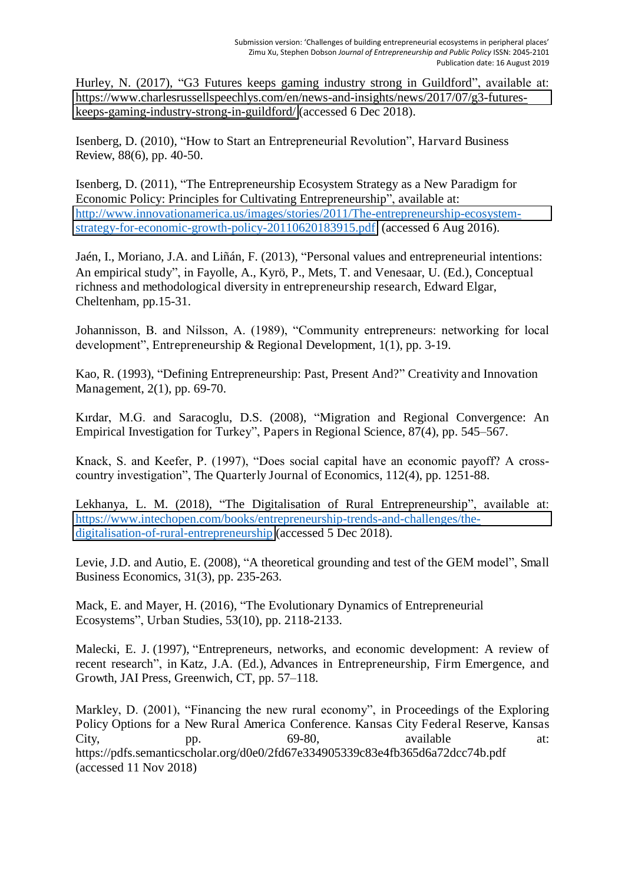Hurley, N. (2017), "G3 Futures keeps gaming industry strong in Guildford", available at: https://www.charlesrussellspeechlys.com/en/news-and-insights/news/2017/07/g3-futures-keeps-gaming-industry-strong-in-guildford/ (accessed 6 Dec 2018).

Isenberg, D. (2010), "How to Start an Entrepreneurial Revolution", Harvard Business Review, 88(6), pp. 40-50.

Isenberg, D. (2011), "The Entrepreneurship Ecosystem Strategy as a New Paradigm for Economic Policy: Principles for Cultivating Entrepreneurship", available at: http://www.innovationamerica.us/images/stories/2011/The-entrepreneurship-ecosystem-strategy-for-economic-growth-policy-20110620183915.pdf (accessed 6 Aug 2016).

Jaén, I., Moriano, J.A. and Liñán, F. (2013), "Personal values and entrepreneurial intentions: An empirical study", in Fayolle, A., Kyrö, P., Mets, T. and Venesaar, U. (Ed.), Conceptual richness and methodological diversity in entrepreneurship research, Edward Elgar, Cheltenham, pp.15-31.

Johannisson, B. and Nilsson, A. (1989), "Community entrepreneurs: networking for local development", Entrepreneurship & Regional Development, 1(1), pp. 3-19.

Kao, R. (1993), "Defining Entrepreneurship: Past, Present And?" Creativity and Innovation Management, 2(1), pp. 69-70.

Kırdar, M.G. and Saracoglu, D.S. (2008), "Migration and Regional Convergence: An Empirical Investigation for Turkey", Papers in Regional Science, 87(4), pp. 545–567.

Knack, S. and Keefer, P. (1997), "Does social capital have an economic payoff? A cross-country investigation", The Quarterly Journal of Economics, 112(4), pp. 1251-88.

Lekhanya, L. M. (2018), "The Digitalisation of Rural Entrepreneurship", available at: https://www.intechopen.com/books/entrepreneurship-trends-and-challenges/the-digitalisation-of-rural-entrepreneurship (accessed 5 Dec 2018).

Levie, J.D. and Autio, E. (2008), "A theoretical grounding and test of the GEM model", Small Business Economics, 31(3), pp. 235-263.

Mack, E. and Mayer, H. (2016), "The Evolutionary Dynamics of Entrepreneurial Ecosystems", Urban Studies, 53(10), pp. 2118-2133.

Malecki, E. J. (1997), "Entrepreneurs, networks, and economic development: A review of recent research", in Katz, J.A. (Ed.), Advances in Entrepreneurship, Firm Emergence, and Growth, JAI Press, Greenwich, CT, pp. 57–118.

Markley, D. (2001), "Financing the new rural economy", in Proceedings of the Exploring Policy Options for a New Rural America Conference. Kansas City Federal Reserve, Kansas City, pp. 69-80, available at: https://pdfs.semanticscholar.org/d0e0/2fd67e334905339c83e4fb365d6a72dcc74b.pdf (accessed 11 Nov 2018)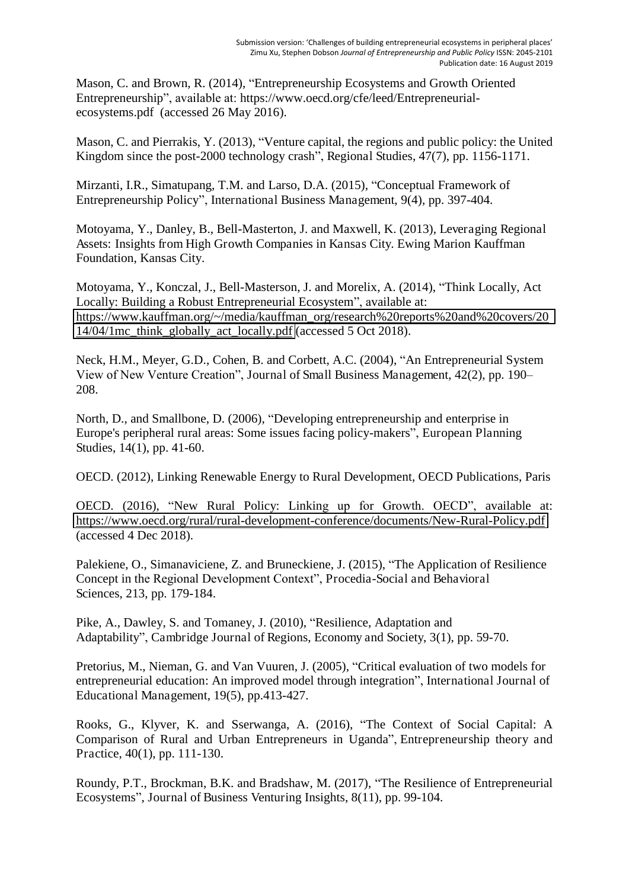Mason, C. and Brown, R. (2014), "Entrepreneurship Ecosystems and Growth Oriented Entrepreneurship", available at: https://www.oecd.org/cfe/leed/Entrepreneurial-ecosystems.pdf (accessed 26 May 2016).

Mason, C. and Pierrakis, Y. (2013), "Venture capital, the regions and public policy: the United Kingdom since the post-2000 technology crash", Regional Studies, 47(7), pp. 1156-1171.

Mirzanti, I.R., Simatupang, T.M. and Larso, D.A. (2015), "Conceptual Framework of Entrepreneurship Policy", International Business Management, 9(4), pp. 397-404.

Motoyama, Y., Danley, B., Bell-Masterton, J. and Maxwell, K. (2013), Leveraging Regional Assets: Insights from High Growth Companies in Kansas City. Ewing Marion Kauffman Foundation, Kansas City.

Motoyama, Y., Konczal, J., Bell-Masterson, J. and Morelix, A. (2014), "Think Locally, Act Locally: Building a Robust Entrepreneurial Ecosystem", available at: https://www.kauffman.org/~/media/kauffman_org/research%20reports%20and%20covers/2014/04/1mc_think_globally_act_locally.pdf (accessed 5 Oct 2018).

Neck, H.M., Meyer, G.D., Cohen, B. and Corbett, A.C. (2004), "An Entrepreneurial System View of New Venture Creation", Journal of Small Business Management, 42(2), pp. 190–208.

North, D., and Smallbone, D. (2006), "Developing entrepreneurship and enterprise in Europe's peripheral rural areas: Some issues facing policy-makers", European Planning Studies, 14(1), pp. 41-60.

OECD. (2012), Linking Renewable Energy to Rural Development, OECD Publications, Paris

OECD. (2016), "New Rural Policy: Linking up for Growth. OECD", available at: https://www.oecd.org/rural/rural-development-conference/documents/New-Rural-Policy.pdf (accessed 4 Dec 2018).

Palekiene, O., Simanaviciene, Z. and Bruneckiene, J. (2015), "The Application of Resilience Concept in the Regional Development Context", Procedia-Social and Behavioral Sciences, 213, pp. 179-184.

Pike, A., Dawley, S. and Tomaney, J. (2010), "Resilience, Adaptation and Adaptability", Cambridge Journal of Regions, Economy and Society, 3(1), pp. 59-70.

Pretorius, M., Nieman, G. and Van Vuuren, J. (2005), "Critical evaluation of two models for entrepreneurial education: An improved model through integration", International Journal of Educational Management, 19(5), pp.413-427.

Rooks, G., Klyver, K. and Sserwanga, A. (2016), "The Context of Social Capital: A Comparison of Rural and Urban Entrepreneurs in Uganda", Entrepreneurship theory and Practice, 40(1), pp. 111-130.

Roundy, P.T., Brockman, B.K. and Bradshaw, M. (2017), "The Resilience of Entrepreneurial Ecosystems", Journal of Business Venturing Insights, 8(11), pp. 99-104.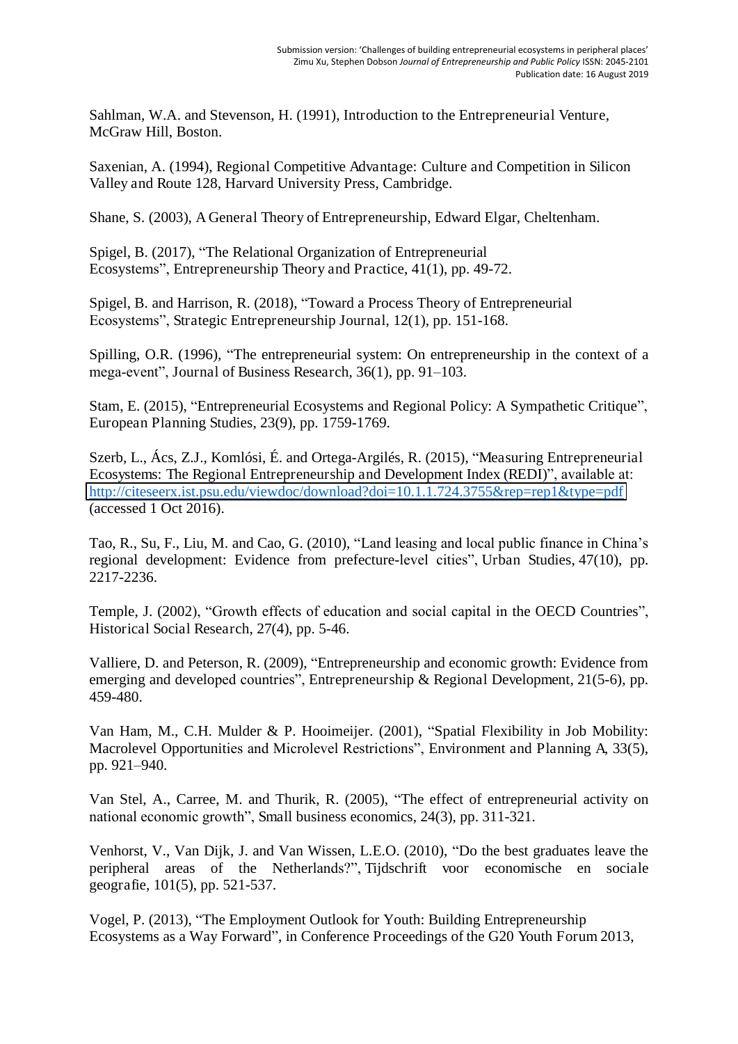Sahlman, W.A. and Stevenson, H. (1991), Introduction to the Entrepreneurial Venture, McGraw Hill, Boston.

Saxenian, A. (1994), Regional Competitive Advantage: Culture and Competition in Silicon Valley and Route 128, Harvard University Press, Cambridge.

Shane, S. (2003), A General Theory of Entrepreneurship, Edward Elgar, Cheltenham.

Spigel, B. (2017), "The Relational Organization of Entrepreneurial Ecosystems", Entrepreneurship Theory and Practice, 41(1), pp. 49-72.

Spigel, B. and Harrison, R. (2018), "Toward a Process Theory of Entrepreneurial Ecosystems", Strategic Entrepreneurship Journal, 12(1), pp. 151-168.

Spilling, O.R. (1996), "The entrepreneurial system: On entrepreneurship in the context of a mega-event", Journal of Business Research, 36(1), pp. 91–103.

Stam, E. (2015), "Entrepreneurial Ecosystems and Regional Policy: A Sympathetic Critique", European Planning Studies, 23(9), pp. 1759-1769.

Szerb, L., Ács, Z.J., Komlósi, É. and Ortega-Argilés, R. (2015), "Measuring Entrepreneurial Ecosystems: The Regional Entrepreneurship and Development Index (REDI)", available at: http://citeseerx.ist.psu.edu/viewdoc/download?doi=10.1.1.724.3755&rep=rep1&type=pdf (accessed 1 Oct 2016).

Tao, R., Su, F., Liu, M. and Cao, G. (2010), "Land leasing and local public finance in China's regional development: Evidence from prefecture-level cities", Urban Studies, 47(10), pp. 2217-2236.

Temple, J. (2002), "Growth effects of education and social capital in the OECD Countries", Historical Social Research, 27(4), pp. 5-46.

Valliere, D. and Peterson, R. (2009), "Entrepreneurship and economic growth: Evidence from emerging and developed countries", Entrepreneurship & Regional Development, 21(5-6), pp. 459-480.

Van Ham, M., C.H. Mulder & P. Hooimeijer. (2001), "Spatial Flexibility in Job Mobility: Macrolevel Opportunities and Microlevel Restrictions", Environment and Planning A, 33(5), pp. 921–940.

Van Stel, A., Carree, M. and Thurik, R. (2005), "The effect of entrepreneurial activity on national economic growth", Small business economics, 24(3), pp. 311-321.

Venhorst, V., Van Dijk, J. and Van Wissen, L.E.O. (2010), "Do the best graduates leave the peripheral areas of the Netherlands?", Tijdschrift voor economische en sociale geografie, 101(5), pp. 521-537.

Vogel, P. (2013), "The Employment Outlook for Youth: Building Entrepreneurship Ecosystems as a Way Forward", in Conference Proceedings of the G20 Youth Forum 2013,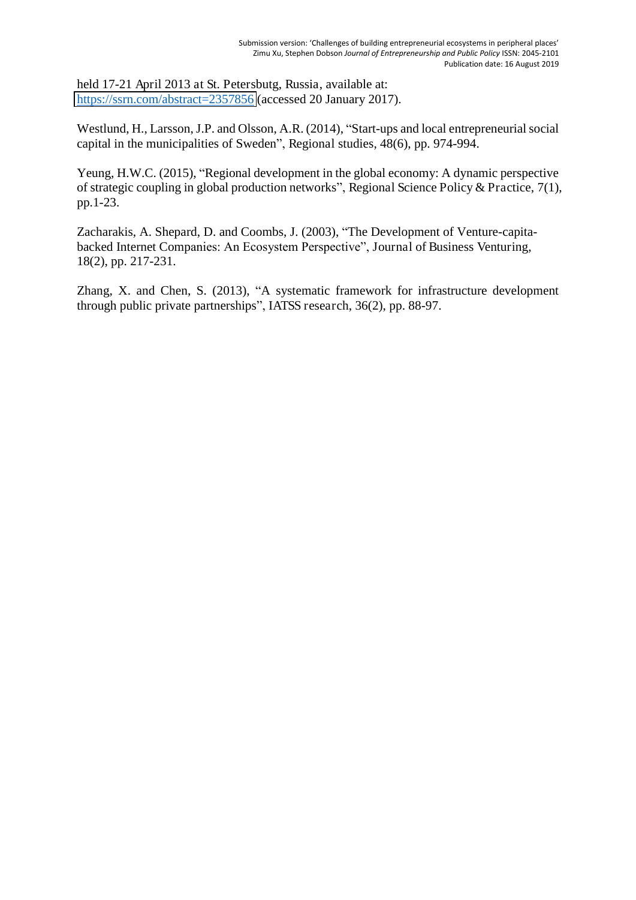held 17-21 April 2013 at St. Petersbutg, Russia, available at: https://ssrn.com/abstract=2357856 (accessed 20 January 2017).

Westlund, H., Larsson, J.P. and Olsson, A.R. (2014), "Start-ups and local entrepreneurial social capital in the municipalities of Sweden", Regional studies, 48(6), pp. 974-994.

Yeung, H.W.C. (2015), "Regional development in the global economy: A dynamic perspective of strategic coupling in global production networks", Regional Science Policy & Practice, 7(1), pp.1-23.

Zacharakis, A. Shepard, D. and Coombs, J. (2003), "The Development of Venture-capita-backed Internet Companies: An Ecosystem Perspective", Journal of Business Venturing, 18(2), pp. 217-231.

Zhang, X. and Chen, S. (2013), "A systematic framework for infrastructure development through public private partnerships", IATSS research, 36(2), pp. 88-97.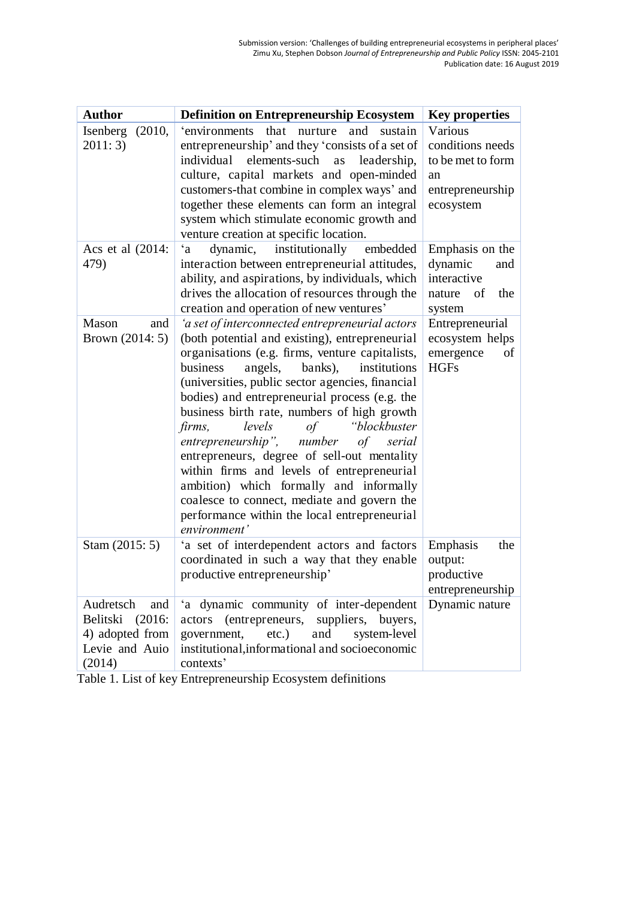| Author | Definition on Entrepreneurship Ecosystem | Key properties |
| --- | --- | --- |
| Isenberg (2010, 2011: 3) | 'environments that nurture and sustain entrepreneurship' and they 'consists of a set of individual elements-such as leadership, culture, capital markets and open-minded customers-that combine in complex ways' and together these elements can form an integral system which stimulate economic growth and venture creation at specific location. | Various conditions needs to be met to form an entrepreneurship ecosystem |
| Acs et al (2014: 479) | 'a dynamic, institutionally embedded interaction between entrepreneurial attitudes, ability, and aspirations, by individuals, which drives the allocation of resources through the creation and operation of new ventures' | Emphasis on the dynamic and interactive nature of the system |
| Mason and Brown (2014: 5) | *'a set of interconnected entrepreneurial actors* (both potential and existing), entrepreneurial organisations (e.g. firms, venture capitalists, business angels, banks), institutions (universities, public sector agencies, financial bodies) and entrepreneurial process (e.g. the business birth rate, numbers of high growth *firms, levels of "blockbuster entrepreneurship", number of serial* entrepreneurs, degree of sell-out mentality within firms and levels of entrepreneurial ambition) which formally and informally coalesce to connect, mediate and govern the performance within the local entrepreneurial *environment'* | Entrepreneurial ecosystem helps emergence of HGFs |
| Stam (2015: 5) | 'a set of interdependent actors and factors coordinated in such a way that they enable productive entrepreneurship' | Emphasis the output: productive entrepreneurship |
| Audretsch and Belitski (2016: 4) adopted from Levie and Auio (2014) | 'a dynamic community of inter-dependent actors (entrepreneurs, suppliers, buyers, government, etc.) and system-level institutional,informational and socioeconomic contexts' | Dynamic nature |

Table 1. List of key Entrepreneurship Ecosystem definitions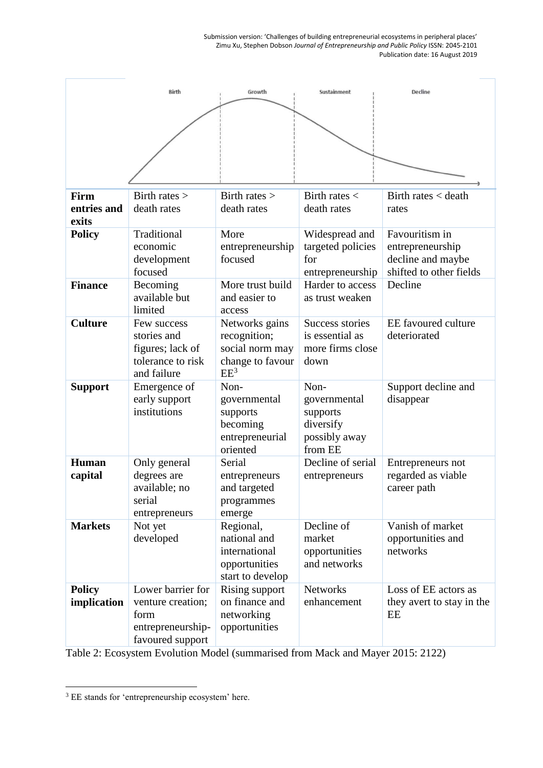| | Birth | Growth | Sustainment | Decline |
|---|---|---|---|---|
| **Firm entries and exits** | Birth rates > death rates | Birth rates > death rates | Birth rates < death rates | Birth rates < death rates |
| **Policy** | Traditional economic development focused | More entrepreneurship focused | Widespread and targeted policies for entrepreneurship | Favouritism in entrepreneurship decline and maybe shifted to other fields |
| **Finance** | Becoming available but limited | More trust build and easier to access | Harder to access as trust weaken | Decline |
| **Culture** | Few success stories and figures; lack of tolerance to risk and failure | Networks gains recognition; social norm may change to favour EE[3] | Success stories is essential as more firms close down | EE favoured culture deteriorated |
| **Support** | Emergence of early support institutions | Non-governmental supports becoming entrepreneurial oriented | Non-governmental supports diversify possibly away from EE | Support decline and disappear |
| **Human capital** | Only general degrees are available; no serial entrepreneurs | Serial entrepreneurs and targeted programmes emerge | Decline of serial entrepreneurs | Entrepreneurs not regarded as viable career path |
| **Markets** | Not yet developed | Regional, national and international opportunities start to develop | Decline of market opportunities and networks | Vanish of market opportunities and networks |
| **Policy implication** | Lower barrier for venture creation; form entrepreneurship-favoured support | Rising support on finance and networking opportunities | Networks enhancement | Loss of EE actors as they avert to stay in the EE |

Table 2: Ecosystem Evolution Model (summarised from Mack and Mayer 2015: 2122)

[3] EE stands for 'entrepreneurship ecosystem' here.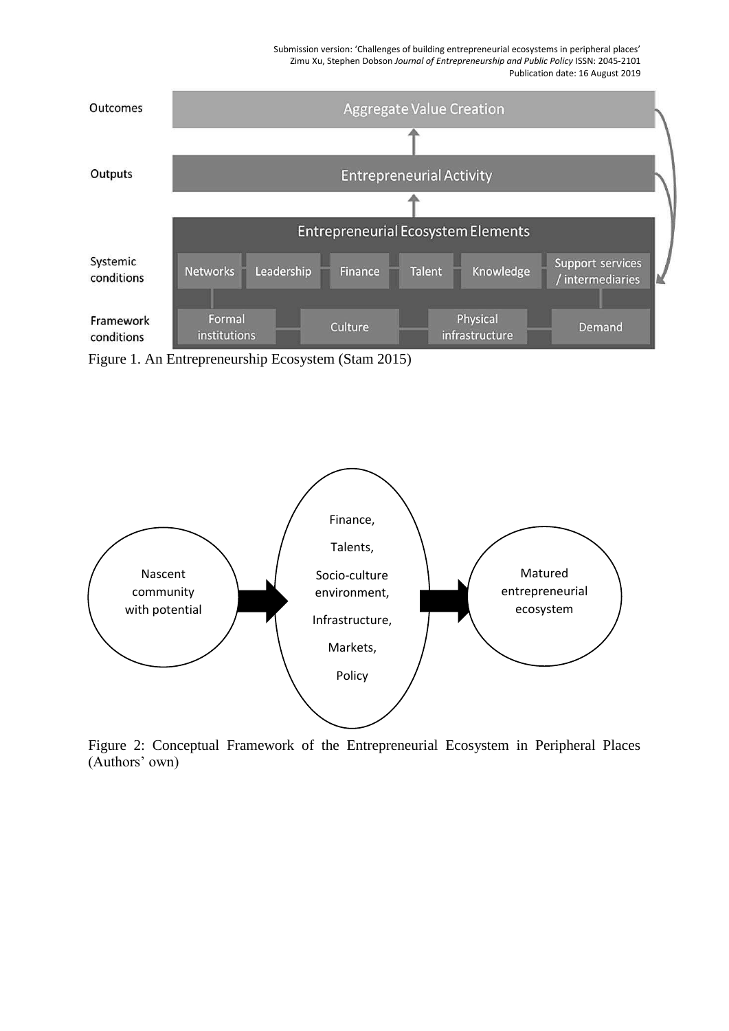Outcomes

Aggregate Value Creation

Outputs

Entrepreneurial Activity

Entrepreneurial Ecosystem Elements

Systemic conditions

Networks

Leadership

Finance

Talent

Knowledge

Support services / intermediaries

Framework conditions

Formal institutions

Culture

Physical infrastructure

Demand

Figure 1. An Entrepreneurship Ecosystem (Stam 2015)

Nascent community with potential

Finance,

Talents,

Socio-culture environment,

Infrastructure,

Markets,

Policy

Matured entrepreneurial ecosystem

Figure 2: Conceptual Framework of the Entrepreneurial Ecosystem in Peripheral Places (Authors' own)